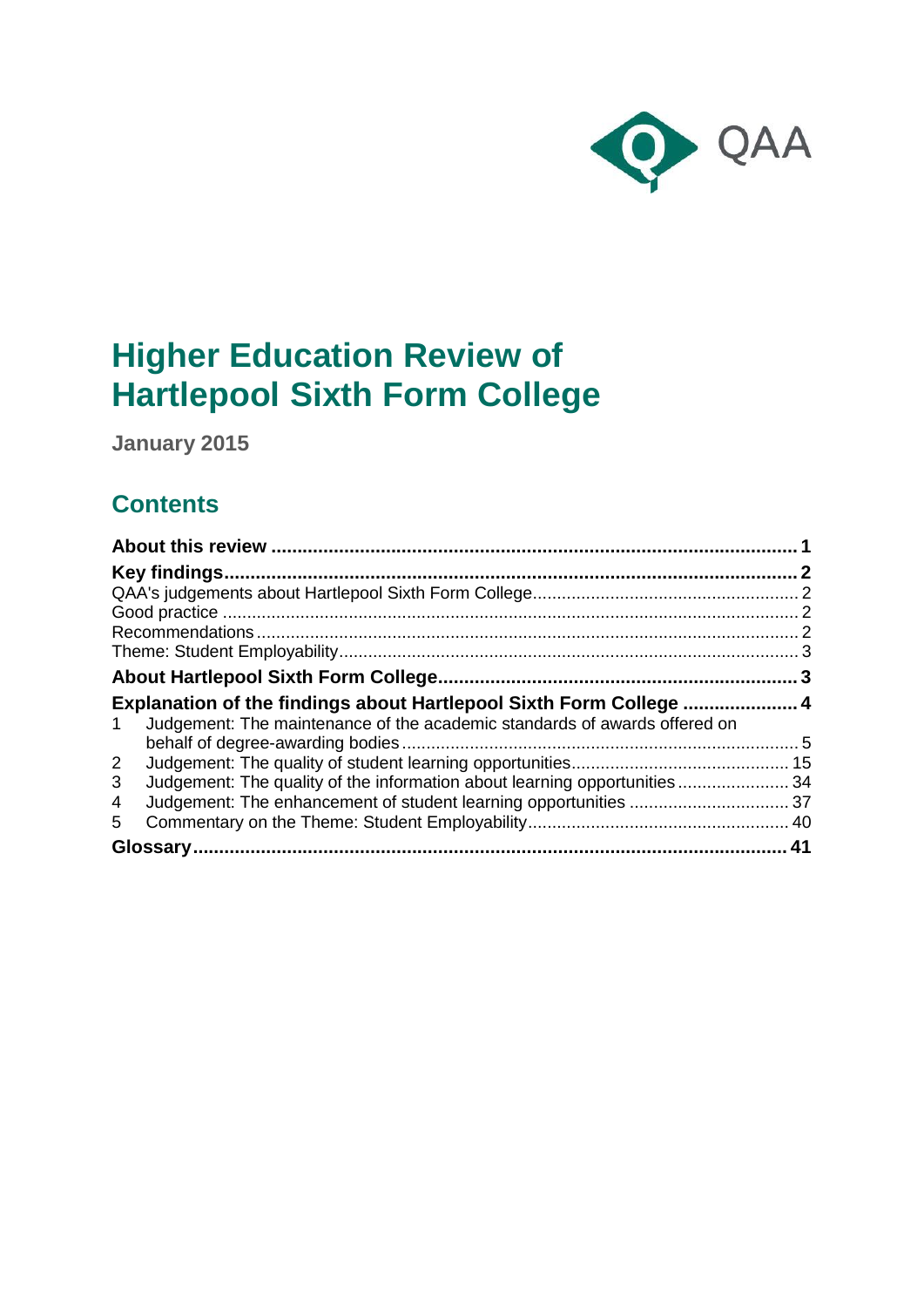# Higher Education Review of Hartlepool Sixth Form College

**January 2015**

## Contents

**About this review** ..................................................................................................... **1**

**Key findings** .............................................................................................................. **2**

QAA's judgements about Hartlepool Sixth Form College ........................................................ 2

Good practice ...................................................................................................................... 2

Recommendations ............................................................................................................... 2

Theme: Student Employability .............................................................................................. 3

**About Hartlepool Sixth Form College** ..................................................................... **3**

**Explanation of the findings about Hartlepool Sixth Form College** ..................... **4**

1 Judgement: The maintenance of the academic standards of awards offered on behalf of degree-awarding bodies .................................................................................. 5

2 Judgement: The quality of student learning opportunities ............................................. 15

3 Judgement: The quality of the information about learning opportunities ....................... 34

4 Judgement: The enhancement of student learning opportunities ................................. 37

5 Commentary on the Theme: Student Employability ...................................................... 40

**Glossary** .................................................................................................................. **41**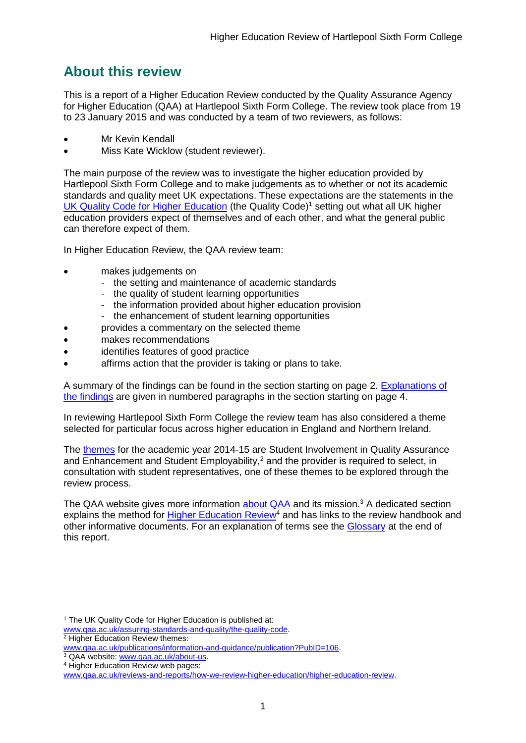## About this review

This is a report of a Higher Education Review conducted by the Quality Assurance Agency for Higher Education (QAA) at Hartlepool Sixth Form College. The review took place from 19 to 23 January 2015 and was conducted by a team of two reviewers, as follows:

- Mr Kevin Kendall
- Miss Kate Wicklow (student reviewer).

The main purpose of the review was to investigate the higher education provided by Hartlepool Sixth Form College and to make judgements as to whether or not its academic standards and quality meet UK expectations. These expectations are the statements in the UK Quality Code for Higher Education (the Quality Code)[1] setting out what all UK higher education providers expect of themselves and of each other, and what the general public can therefore expect of them.

In Higher Education Review, the QAA review team:

- makes judgements on
  - the setting and maintenance of academic standards
  - the quality of student learning opportunities
  - the information provided about higher education provision
  - the enhancement of student learning opportunities
- provides a commentary on the selected theme
- makes recommendations
- identifies features of good practice
- affirms action that the provider is taking or plans to take.

A summary of the findings can be found in the section starting on page 2. Explanations of the findings are given in numbered paragraphs in the section starting on page 4.

In reviewing Hartlepool Sixth Form College the review team has also considered a theme selected for particular focus across higher education in England and Northern Ireland.

The themes for the academic year 2014-15 are Student Involvement in Quality Assurance and Enhancement and Student Employability,[2] and the provider is required to select, in consultation with student representatives, one of these themes to be explored through the review process.

The QAA website gives more information about QAA and its mission.[3] A dedicated section explains the method for Higher Education Review[4] and has links to the review handbook and other informative documents. For an explanation of terms see the Glossary at the end of this report.

---

[1] The UK Quality Code for Higher Education is published at: www.qaa.ac.uk/assuring-standards-and-quality/the-quality-code.

[2] Higher Education Review themes: www.qaa.ac.uk/publications/information-and-guidance/publication?PubID=106.

[3] QAA website: www.qaa.ac.uk/about-us.

[4] Higher Education Review web pages: www.qaa.ac.uk/reviews-and-reports/how-we-review-higher-education/higher-education-review.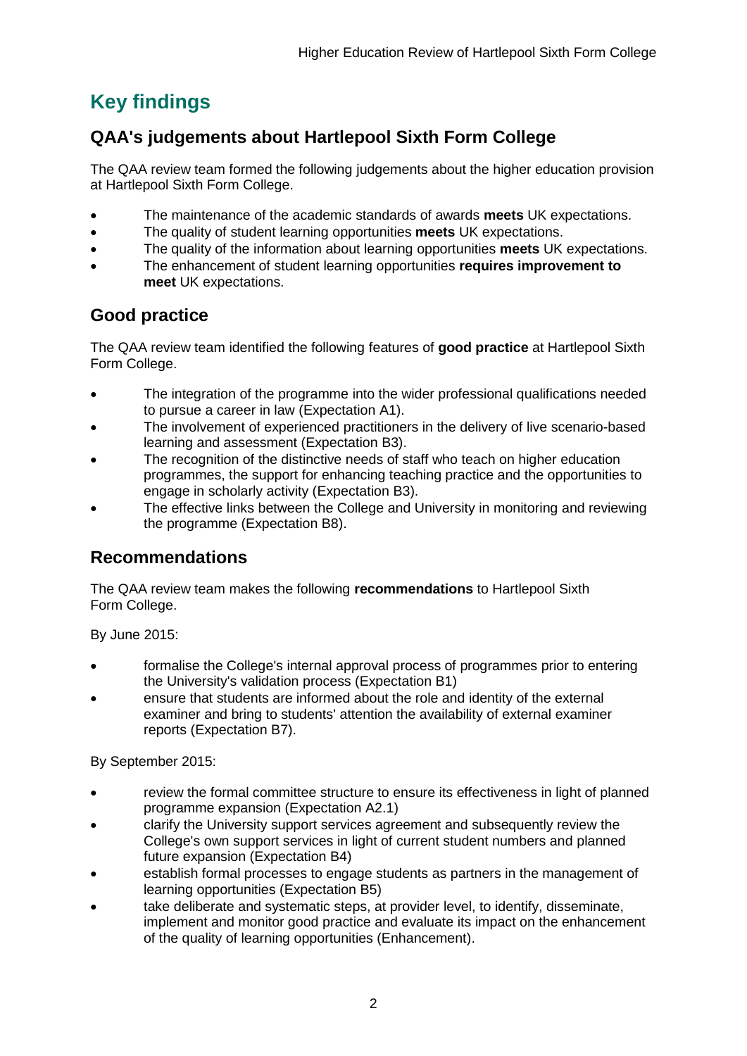# Key findings

## QAA's judgements about Hartlepool Sixth Form College

The QAA review team formed the following judgements about the higher education provision at Hartlepool Sixth Form College.

- The maintenance of the academic standards of awards **meets** UK expectations.
- The quality of student learning opportunities **meets** UK expectations.
- The quality of the information about learning opportunities **meets** UK expectations.
- The enhancement of student learning opportunities **requires improvement to meet** UK expectations.

## Good practice

The QAA review team identified the following features of **good practice** at Hartlepool Sixth Form College.

- The integration of the programme into the wider professional qualifications needed to pursue a career in law (Expectation A1).
- The involvement of experienced practitioners in the delivery of live scenario-based learning and assessment (Expectation B3).
- The recognition of the distinctive needs of staff who teach on higher education programmes, the support for enhancing teaching practice and the opportunities to engage in scholarly activity (Expectation B3).
- The effective links between the College and University in monitoring and reviewing the programme (Expectation B8).

## Recommendations

The QAA review team makes the following **recommendations** to Hartlepool Sixth Form College.

By June 2015:

- formalise the College's internal approval process of programmes prior to entering the University's validation process (Expectation B1)
- ensure that students are informed about the role and identity of the external examiner and bring to students' attention the availability of external examiner reports (Expectation B7).

By September 2015:

- review the formal committee structure to ensure its effectiveness in light of planned programme expansion (Expectation A2.1)
- clarify the University support services agreement and subsequently review the College's own support services in light of current student numbers and planned future expansion (Expectation B4)
- establish formal processes to engage students as partners in the management of learning opportunities (Expectation B5)
- take deliberate and systematic steps, at provider level, to identify, disseminate, implement and monitor good practice and evaluate its impact on the enhancement of the quality of learning opportunities (Enhancement).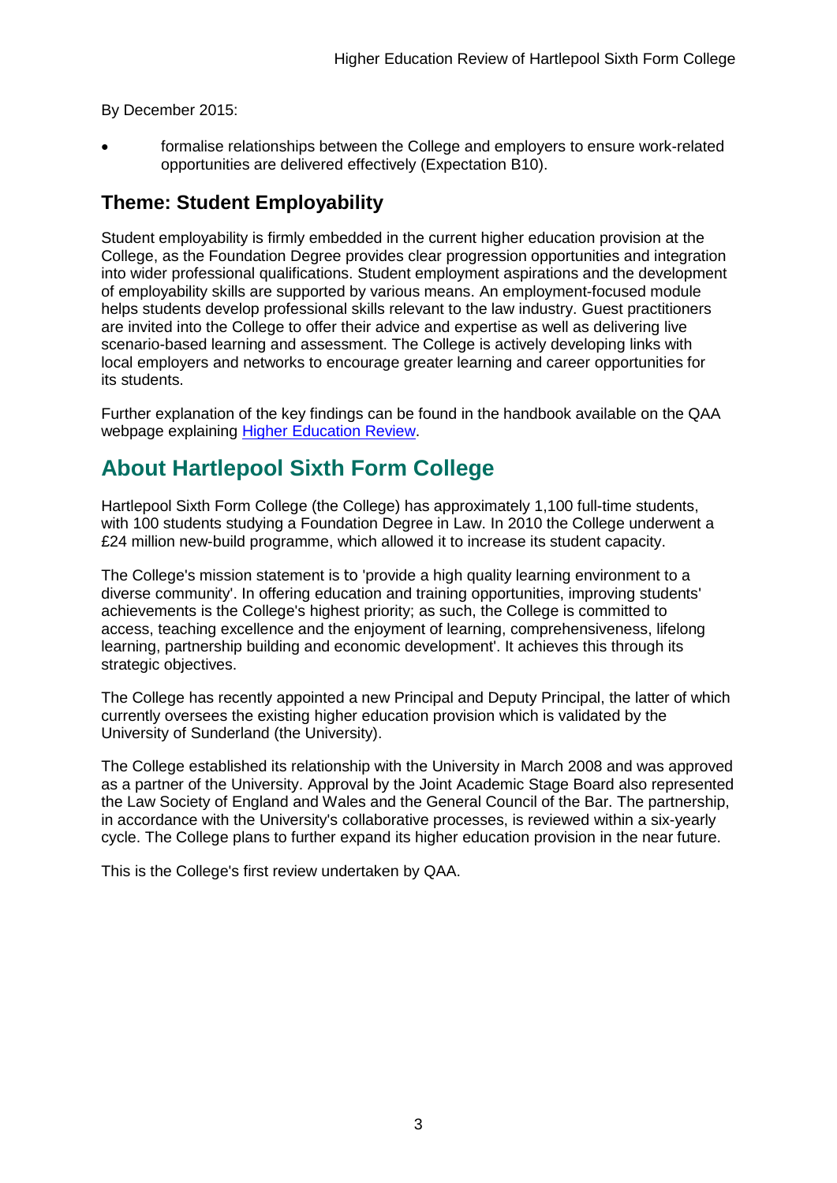By December 2015:

- formalise relationships between the College and employers to ensure work-related opportunities are delivered effectively (Expectation B10).

### Theme: Student Employability

Student employability is firmly embedded in the current higher education provision at the College, as the Foundation Degree provides clear progression opportunities and integration into wider professional qualifications. Student employment aspirations and the development of employability skills are supported by various means. An employment-focused module helps students develop professional skills relevant to the law industry. Guest practitioners are invited into the College to offer their advice and expertise as well as delivering live scenario-based learning and assessment. The College is actively developing links with local employers and networks to encourage greater learning and career opportunities for its students.

Further explanation of the key findings can be found in the handbook available on the QAA webpage explaining [Higher Education Review](#).

## About Hartlepool Sixth Form College

Hartlepool Sixth Form College (the College) has approximately 1,100 full-time students, with 100 students studying a Foundation Degree in Law. In 2010 the College underwent a £24 million new-build programme, which allowed it to increase its student capacity.

The College's mission statement is to 'provide a high quality learning environment to a diverse community'. In offering education and training opportunities, improving students' achievements is the College's highest priority; as such, the College is committed to access, teaching excellence and the enjoyment of learning, comprehensiveness, lifelong learning, partnership building and economic development'. It achieves this through its strategic objectives.

The College has recently appointed a new Principal and Deputy Principal, the latter of which currently oversees the existing higher education provision which is validated by the University of Sunderland (the University).

The College established its relationship with the University in March 2008 and was approved as a partner of the University. Approval by the Joint Academic Stage Board also represented the Law Society of England and Wales and the General Council of the Bar. The partnership, in accordance with the University's collaborative processes, is reviewed within a six-yearly cycle. The College plans to further expand its higher education provision in the near future.

This is the College's first review undertaken by QAA.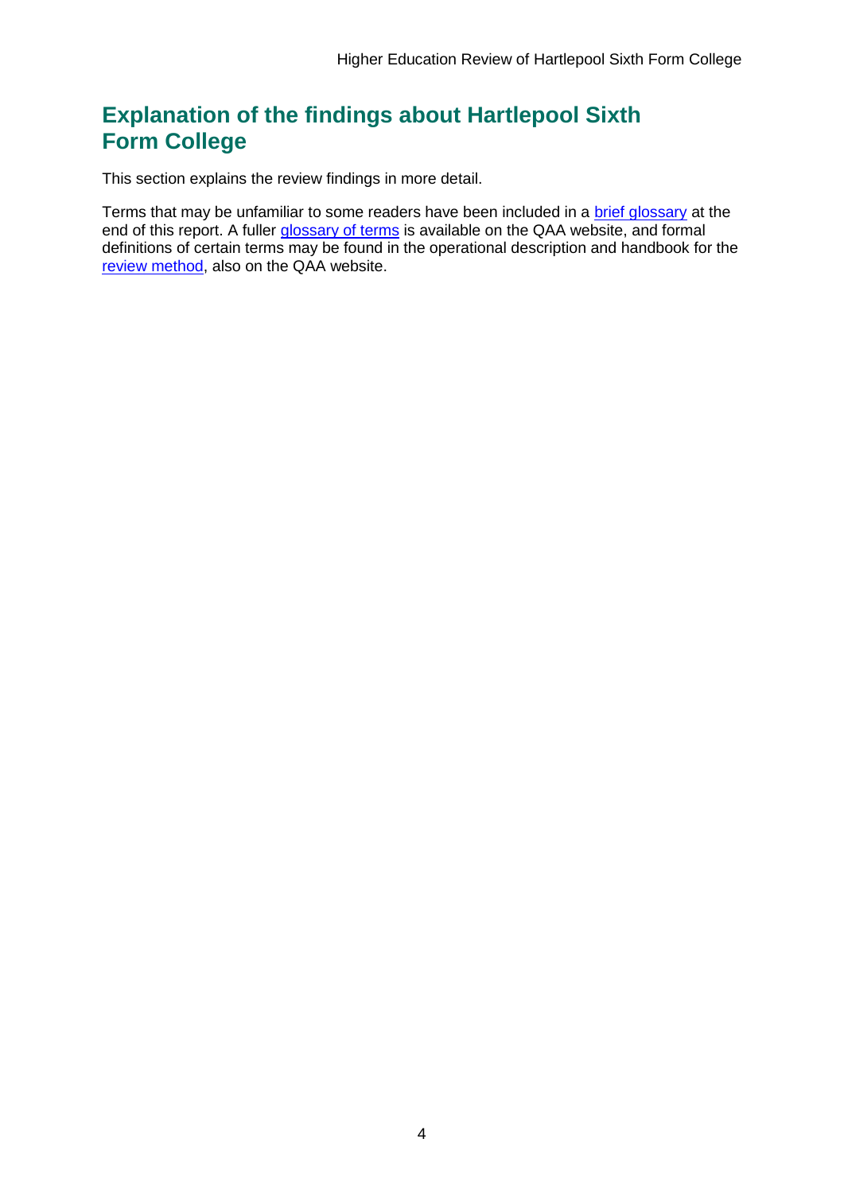## Explanation of the findings about Hartlepool Sixth Form College

This section explains the review findings in more detail.

Terms that may be unfamiliar to some readers have been included in a brief glossary at the end of this report. A fuller glossary of terms is available on the QAA website, and formal definitions of certain terms may be found in the operational description and handbook for the review method, also on the QAA website.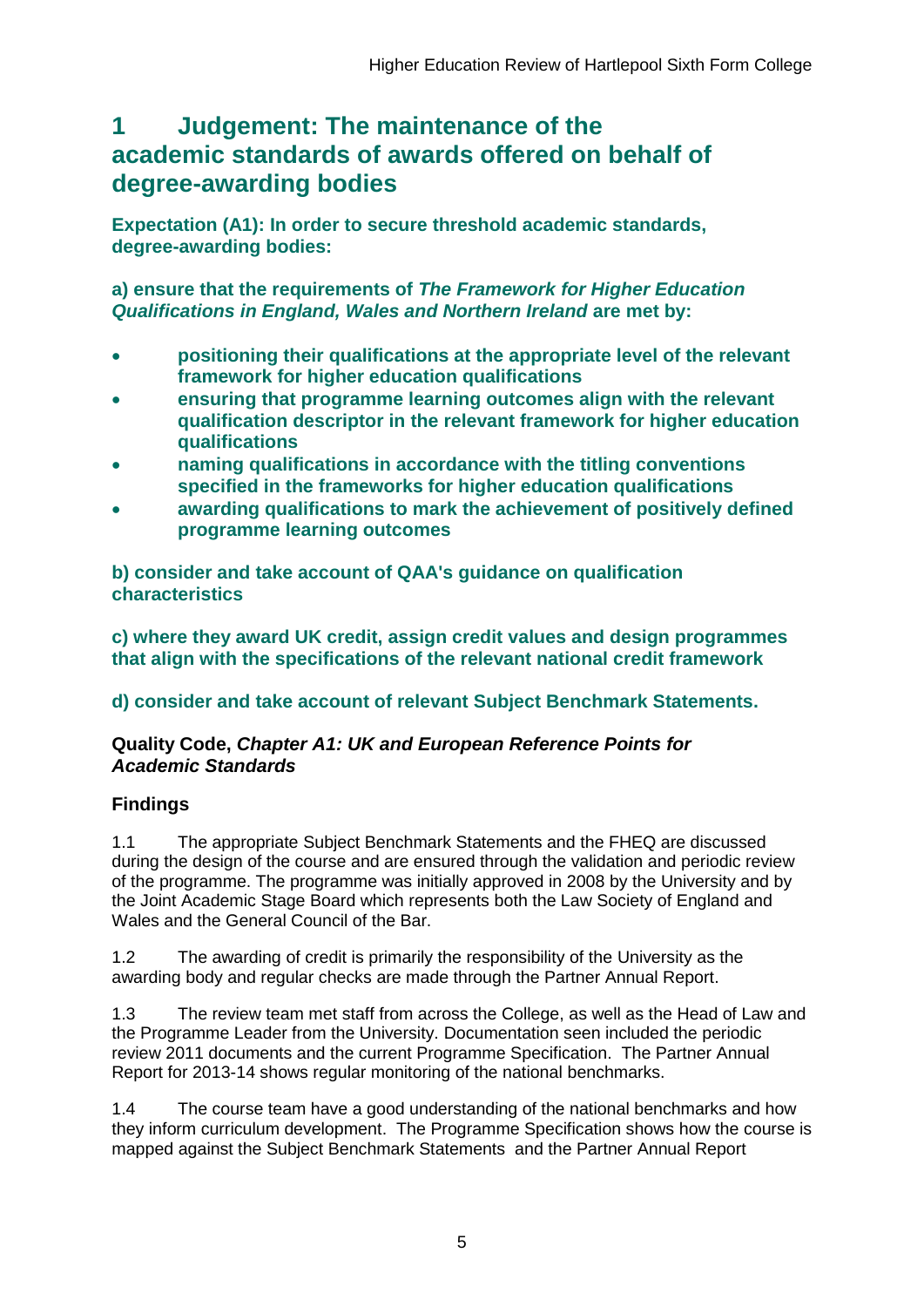# 1 Judgement: The maintenance of the academic standards of awards offered on behalf of degree-awarding bodies

**Expectation (A1): In order to secure threshold academic standards, degree-awarding bodies:**

**a) ensure that the requirements of *The Framework for Higher Education Qualifications in England, Wales and Northern Ireland* are met by:**

- **positioning their qualifications at the appropriate level of the relevant framework for higher education qualifications**
- **ensuring that programme learning outcomes align with the relevant qualification descriptor in the relevant framework for higher education qualifications**
- **naming qualifications in accordance with the titling conventions specified in the frameworks for higher education qualifications**
- **awarding qualifications to mark the achievement of positively defined programme learning outcomes**

**b) consider and take account of QAA's guidance on qualification characteristics**

**c) where they award UK credit, assign credit values and design programmes that align with the specifications of the relevant national credit framework**

**d) consider and take account of relevant Subject Benchmark Statements.**

**Quality Code, *Chapter A1: UK and European Reference Points for Academic Standards***

## Findings

1.1 The appropriate Subject Benchmark Statements and the FHEQ are discussed during the design of the course and are ensured through the validation and periodic review of the programme. The programme was initially approved in 2008 by the University and by the Joint Academic Stage Board which represents both the Law Society of England and Wales and the General Council of the Bar.

1.2 The awarding of credit is primarily the responsibility of the University as the awarding body and regular checks are made through the Partner Annual Report.

1.3 The review team met staff from across the College, as well as the Head of Law and the Programme Leader from the University. Documentation seen included the periodic review 2011 documents and the current Programme Specification. The Partner Annual Report for 2013-14 shows regular monitoring of the national benchmarks.

1.4 The course team have a good understanding of the national benchmarks and how they inform curriculum development. The Programme Specification shows how the course is mapped against the Subject Benchmark Statements and the Partner Annual Report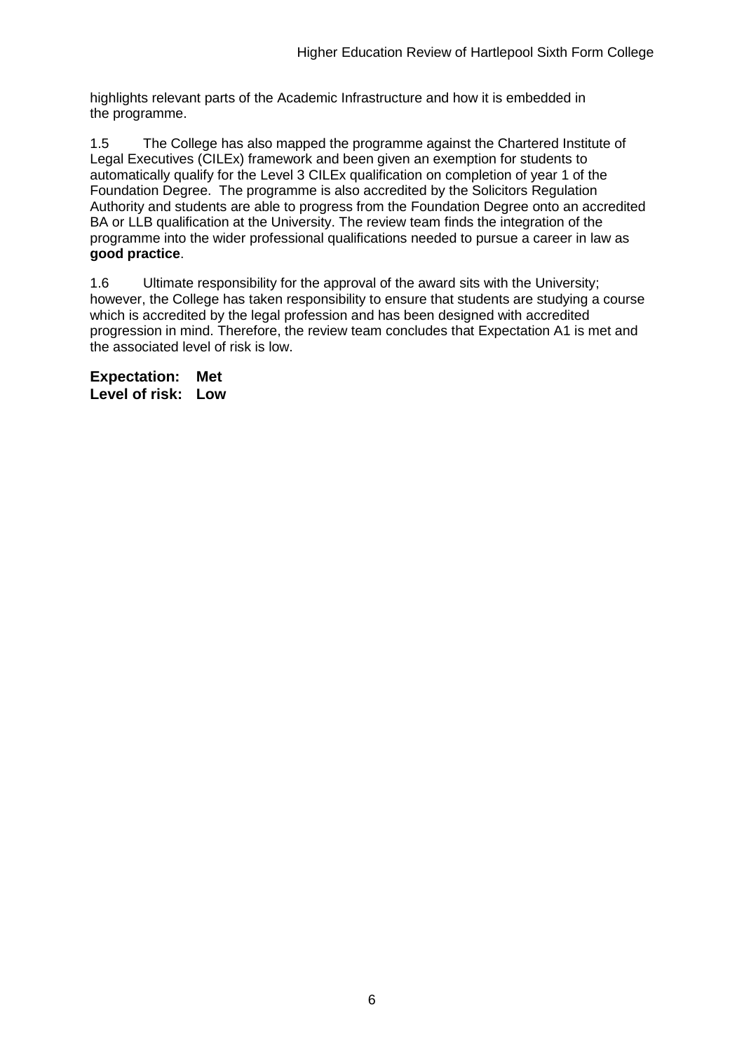highlights relevant parts of the Academic Infrastructure and how it is embedded in the programme.

1.5 The College has also mapped the programme against the Chartered Institute of Legal Executives (CILEx) framework and been given an exemption for students to automatically qualify for the Level 3 CILEx qualification on completion of year 1 of the Foundation Degree. The programme is also accredited by the Solicitors Regulation Authority and students are able to progress from the Foundation Degree onto an accredited BA or LLB qualification at the University. The review team finds the integration of the programme into the wider professional qualifications needed to pursue a career in law as **good practice**.

1.6 Ultimate responsibility for the approval of the award sits with the University; however, the College has taken responsibility to ensure that students are studying a course which is accredited by the legal profession and has been designed with accredited progression in mind. Therefore, the review team concludes that Expectation A1 is met and the associated level of risk is low.

**Expectation: Met**
**Level of risk: Low**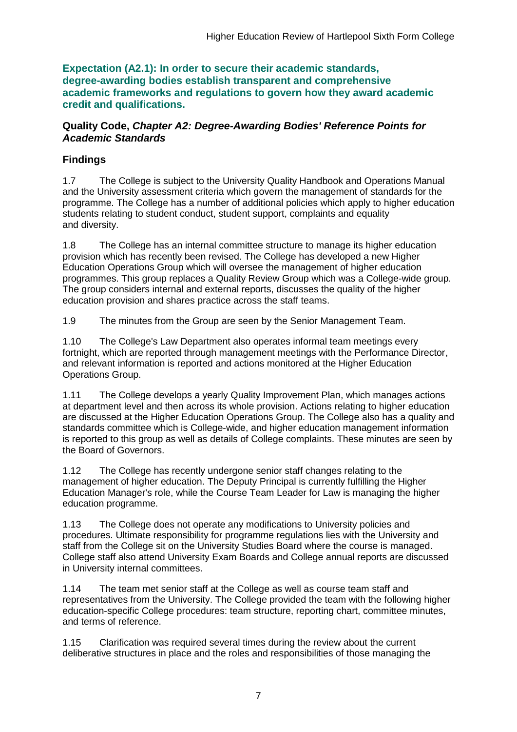**Expectation (A2.1): In order to secure their academic standards, degree-awarding bodies establish transparent and comprehensive academic frameworks and regulations to govern how they award academic credit and qualifications.**

**Quality Code, *Chapter A2: Degree-Awarding Bodies' Reference Points for Academic Standards***

## Findings

1.7 The College is subject to the University Quality Handbook and Operations Manual and the University assessment criteria which govern the management of standards for the programme. The College has a number of additional policies which apply to higher education students relating to student conduct, student support, complaints and equality and diversity.

1.8 The College has an internal committee structure to manage its higher education provision which has recently been revised. The College has developed a new Higher Education Operations Group which will oversee the management of higher education programmes. This group replaces a Quality Review Group which was a College-wide group. The group considers internal and external reports, discusses the quality of the higher education provision and shares practice across the staff teams.

1.9 The minutes from the Group are seen by the Senior Management Team.

1.10 The College's Law Department also operates informal team meetings every fortnight, which are reported through management meetings with the Performance Director, and relevant information is reported and actions monitored at the Higher Education Operations Group.

1.11 The College develops a yearly Quality Improvement Plan, which manages actions at department level and then across its whole provision. Actions relating to higher education are discussed at the Higher Education Operations Group. The College also has a quality and standards committee which is College-wide, and higher education management information is reported to this group as well as details of College complaints. These minutes are seen by the Board of Governors.

1.12 The College has recently undergone senior staff changes relating to the management of higher education. The Deputy Principal is currently fulfilling the Higher Education Manager's role, while the Course Team Leader for Law is managing the higher education programme.

1.13 The College does not operate any modifications to University policies and procedures. Ultimate responsibility for programme regulations lies with the University and staff from the College sit on the University Studies Board where the course is managed. College staff also attend University Exam Boards and College annual reports are discussed in University internal committees.

1.14 The team met senior staff at the College as well as course team staff and representatives from the University. The College provided the team with the following higher education-specific College procedures: team structure, reporting chart, committee minutes, and terms of reference.

1.15 Clarification was required several times during the review about the current deliberative structures in place and the roles and responsibilities of those managing the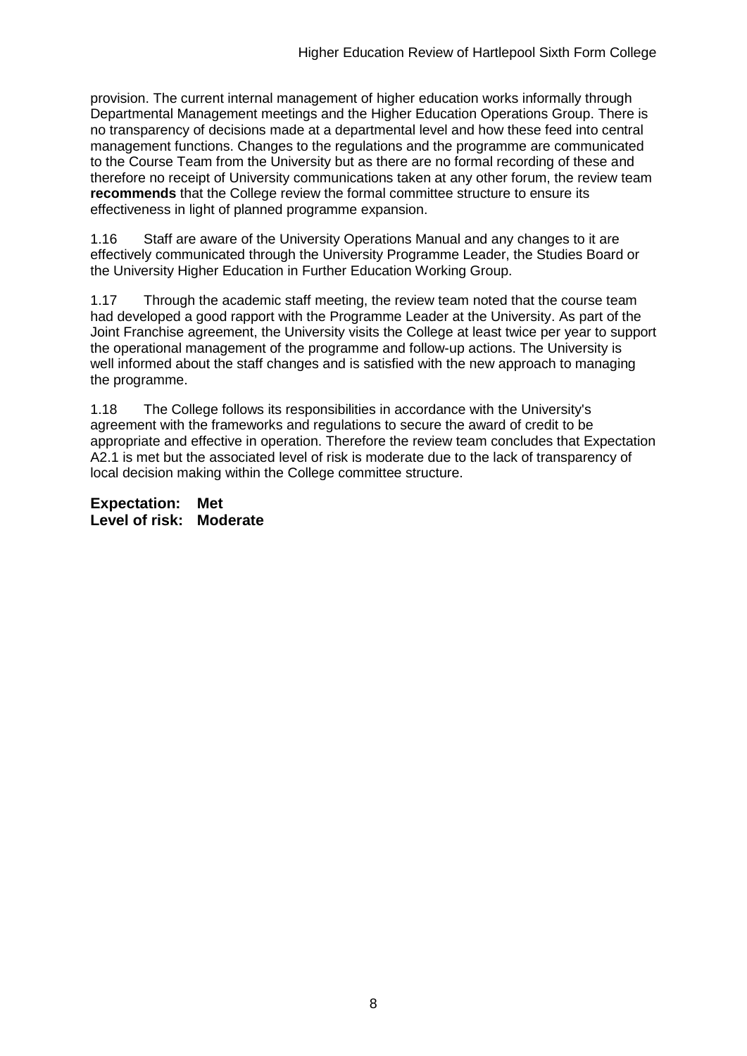provision. The current internal management of higher education works informally through Departmental Management meetings and the Higher Education Operations Group. There is no transparency of decisions made at a departmental level and how these feed into central management functions. Changes to the regulations and the programme are communicated to the Course Team from the University but as there are no formal recording of these and therefore no receipt of University communications taken at any other forum, the review team **recommends** that the College review the formal committee structure to ensure its effectiveness in light of planned programme expansion.

1.16 Staff are aware of the University Operations Manual and any changes to it are effectively communicated through the University Programme Leader, the Studies Board or the University Higher Education in Further Education Working Group.

1.17 Through the academic staff meeting, the review team noted that the course team had developed a good rapport with the Programme Leader at the University. As part of the Joint Franchise agreement, the University visits the College at least twice per year to support the operational management of the programme and follow-up actions. The University is well informed about the staff changes and is satisfied with the new approach to managing the programme.

1.18 The College follows its responsibilities in accordance with the University's agreement with the frameworks and regulations to secure the award of credit to be appropriate and effective in operation. Therefore the review team concludes that Expectation A2.1 is met but the associated level of risk is moderate due to the lack of transparency of local decision making within the College committee structure.

**Expectation: Met**
**Level of risk: Moderate**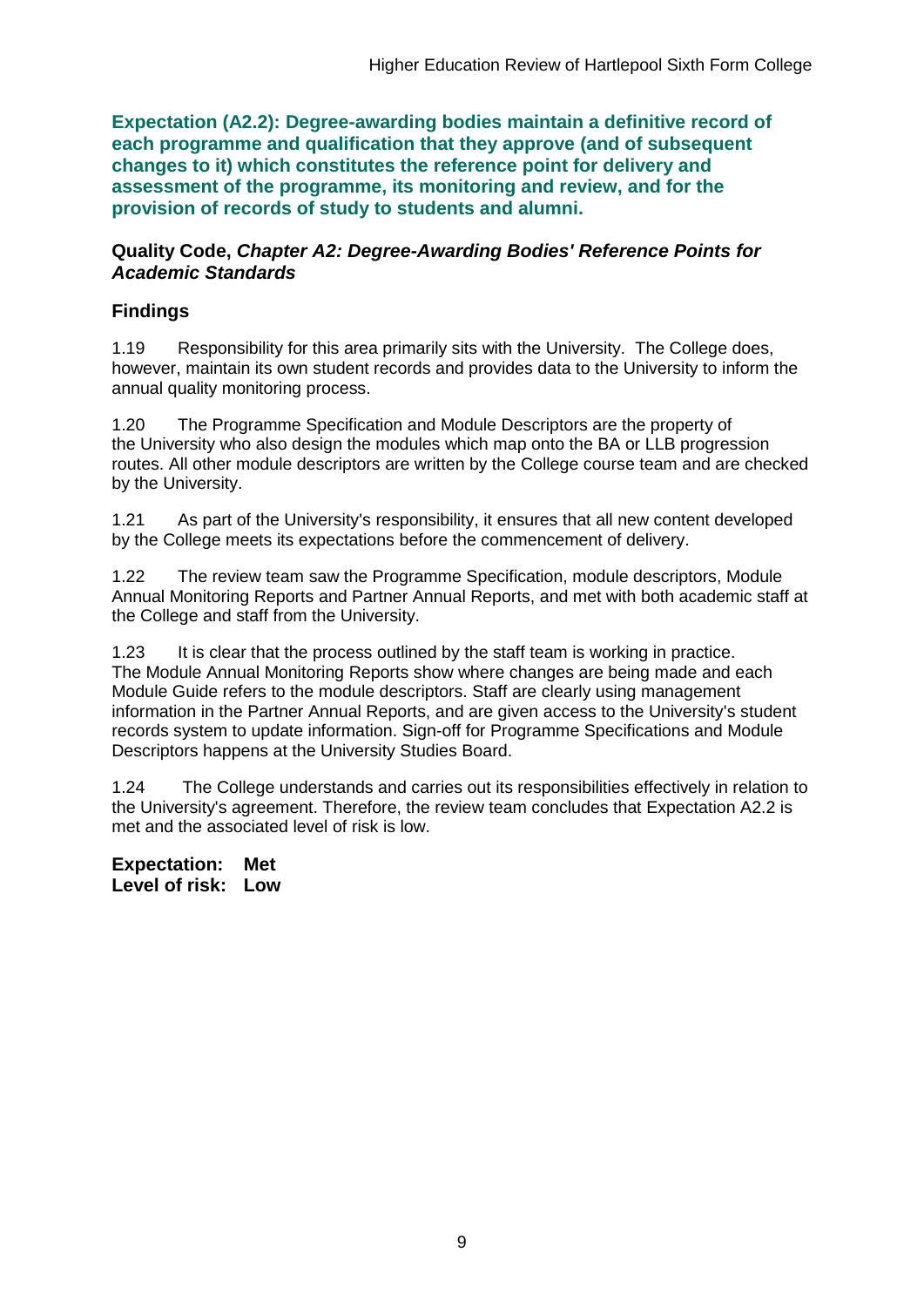**Expectation (A2.2): Degree-awarding bodies maintain a definitive record of each programme and qualification that they approve (and of subsequent changes to it) which constitutes the reference point for delivery and assessment of the programme, its monitoring and review, and for the provision of records of study to students and alumni.**

**Quality Code, *Chapter A2: Degree-Awarding Bodies' Reference Points for Academic Standards***

## Findings

1.19 Responsibility for this area primarily sits with the University. The College does, however, maintain its own student records and provides data to the University to inform the annual quality monitoring process.

1.20 The Programme Specification and Module Descriptors are the property of the University who also design the modules which map onto the BA or LLB progression routes. All other module descriptors are written by the College course team and are checked by the University.

1.21 As part of the University's responsibility, it ensures that all new content developed by the College meets its expectations before the commencement of delivery.

1.22 The review team saw the Programme Specification, module descriptors, Module Annual Monitoring Reports and Partner Annual Reports, and met with both academic staff at the College and staff from the University.

1.23 It is clear that the process outlined by the staff team is working in practice. The Module Annual Monitoring Reports show where changes are being made and each Module Guide refers to the module descriptors. Staff are clearly using management information in the Partner Annual Reports, and are given access to the University's student records system to update information. Sign-off for Programme Specifications and Module Descriptors happens at the University Studies Board.

1.24 The College understands and carries out its responsibilities effectively in relation to the University's agreement. Therefore, the review team concludes that Expectation A2.2 is met and the associated level of risk is low.

**Expectation: Met**
**Level of risk: Low**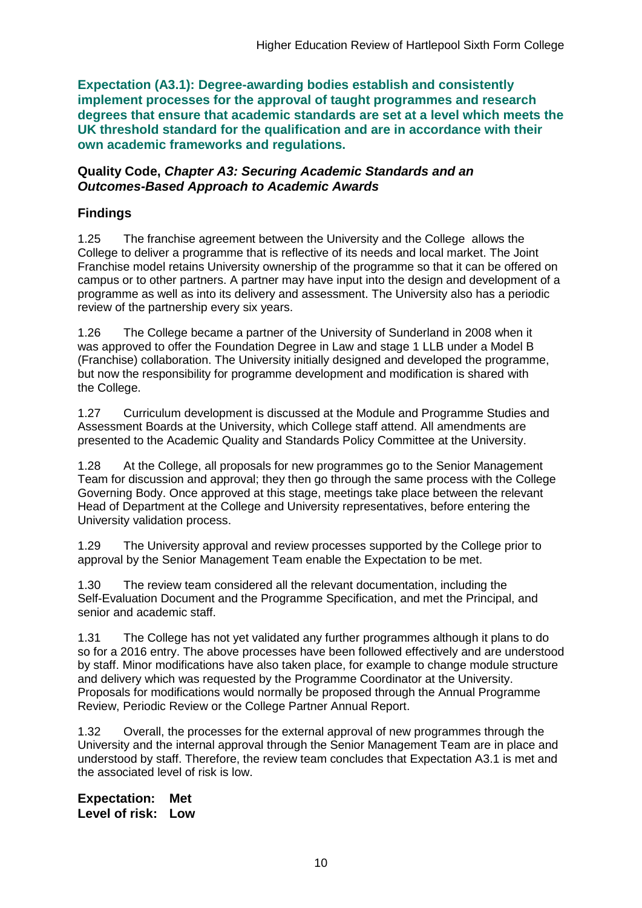**Expectation (A3.1): Degree-awarding bodies establish and consistently implement processes for the approval of taught programmes and research degrees that ensure that academic standards are set at a level which meets the UK threshold standard for the qualification and are in accordance with their own academic frameworks and regulations.**

**Quality Code, *Chapter A3: Securing Academic Standards and an Outcomes-Based Approach to Academic Awards***

### Findings

1.25 The franchise agreement between the University and the College allows the College to deliver a programme that is reflective of its needs and local market. The Joint Franchise model retains University ownership of the programme so that it can be offered on campus or to other partners. A partner may have input into the design and development of a programme as well as into its delivery and assessment. The University also has a periodic review of the partnership every six years.

1.26 The College became a partner of the University of Sunderland in 2008 when it was approved to offer the Foundation Degree in Law and stage 1 LLB under a Model B (Franchise) collaboration. The University initially designed and developed the programme, but now the responsibility for programme development and modification is shared with the College.

1.27 Curriculum development is discussed at the Module and Programme Studies and Assessment Boards at the University, which College staff attend. All amendments are presented to the Academic Quality and Standards Policy Committee at the University.

1.28 At the College, all proposals for new programmes go to the Senior Management Team for discussion and approval; they then go through the same process with the College Governing Body. Once approved at this stage, meetings take place between the relevant Head of Department at the College and University representatives, before entering the University validation process.

1.29 The University approval and review processes supported by the College prior to approval by the Senior Management Team enable the Expectation to be met.

1.30 The review team considered all the relevant documentation, including the Self-Evaluation Document and the Programme Specification, and met the Principal, and senior and academic staff.

1.31 The College has not yet validated any further programmes although it plans to do so for a 2016 entry. The above processes have been followed effectively and are understood by staff. Minor modifications have also taken place, for example to change module structure and delivery which was requested by the Programme Coordinator at the University. Proposals for modifications would normally be proposed through the Annual Programme Review, Periodic Review or the College Partner Annual Report.

1.32 Overall, the processes for the external approval of new programmes through the University and the internal approval through the Senior Management Team are in place and understood by staff. Therefore, the review team concludes that Expectation A3.1 is met and the associated level of risk is low.

**Expectation: Met**
**Level of risk: Low**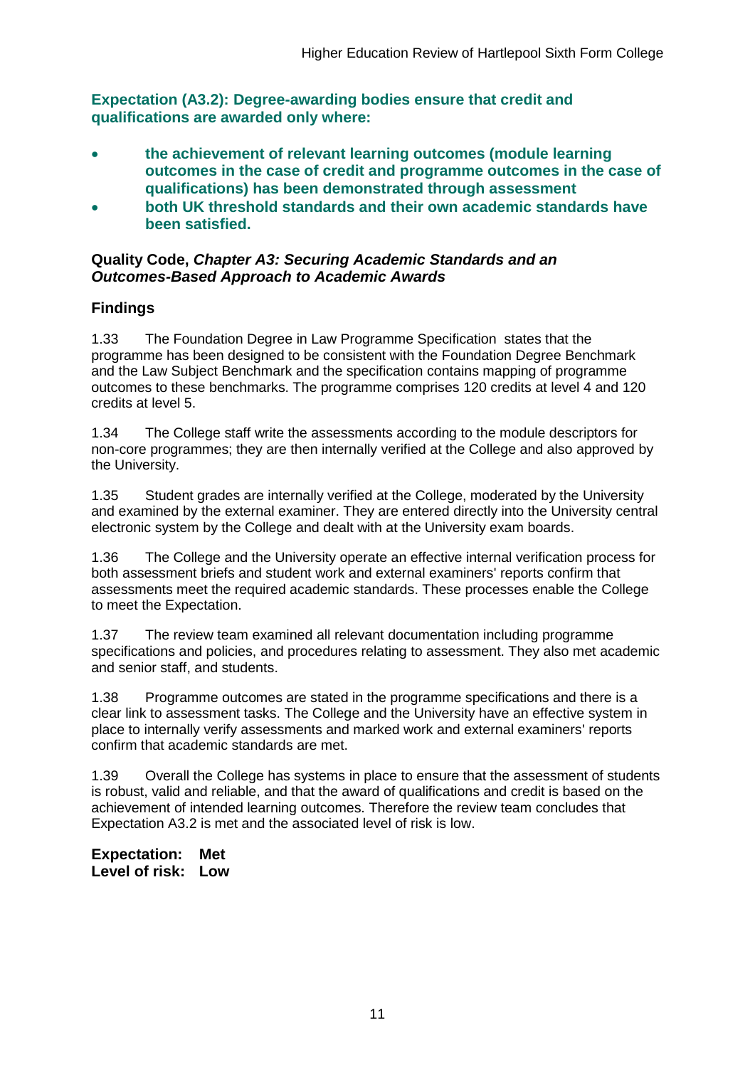**Expectation (A3.2): Degree-awarding bodies ensure that credit and qualifications are awarded only where:**

- **the achievement of relevant learning outcomes (module learning outcomes in the case of credit and programme outcomes in the case of qualifications) has been demonstrated through assessment**
- **both UK threshold standards and their own academic standards have been satisfied.**

**Quality Code, *Chapter A3: Securing Academic Standards and an Outcomes-Based Approach to Academic Awards***

## Findings

1.33 The Foundation Degree in Law Programme Specification states that the programme has been designed to be consistent with the Foundation Degree Benchmark and the Law Subject Benchmark and the specification contains mapping of programme outcomes to these benchmarks. The programme comprises 120 credits at level 4 and 120 credits at level 5.

1.34 The College staff write the assessments according to the module descriptors for non-core programmes; they are then internally verified at the College and also approved by the University.

1.35 Student grades are internally verified at the College, moderated by the University and examined by the external examiner. They are entered directly into the University central electronic system by the College and dealt with at the University exam boards.

1.36 The College and the University operate an effective internal verification process for both assessment briefs and student work and external examiners' reports confirm that assessments meet the required academic standards. These processes enable the College to meet the Expectation.

1.37 The review team examined all relevant documentation including programme specifications and policies, and procedures relating to assessment. They also met academic and senior staff, and students.

1.38 Programme outcomes are stated in the programme specifications and there is a clear link to assessment tasks. The College and the University have an effective system in place to internally verify assessments and marked work and external examiners' reports confirm that academic standards are met.

1.39 Overall the College has systems in place to ensure that the assessment of students is robust, valid and reliable, and that the award of qualifications and credit is based on the achievement of intended learning outcomes. Therefore the review team concludes that Expectation A3.2 is met and the associated level of risk is low.

**Expectation: Met**
**Level of risk: Low**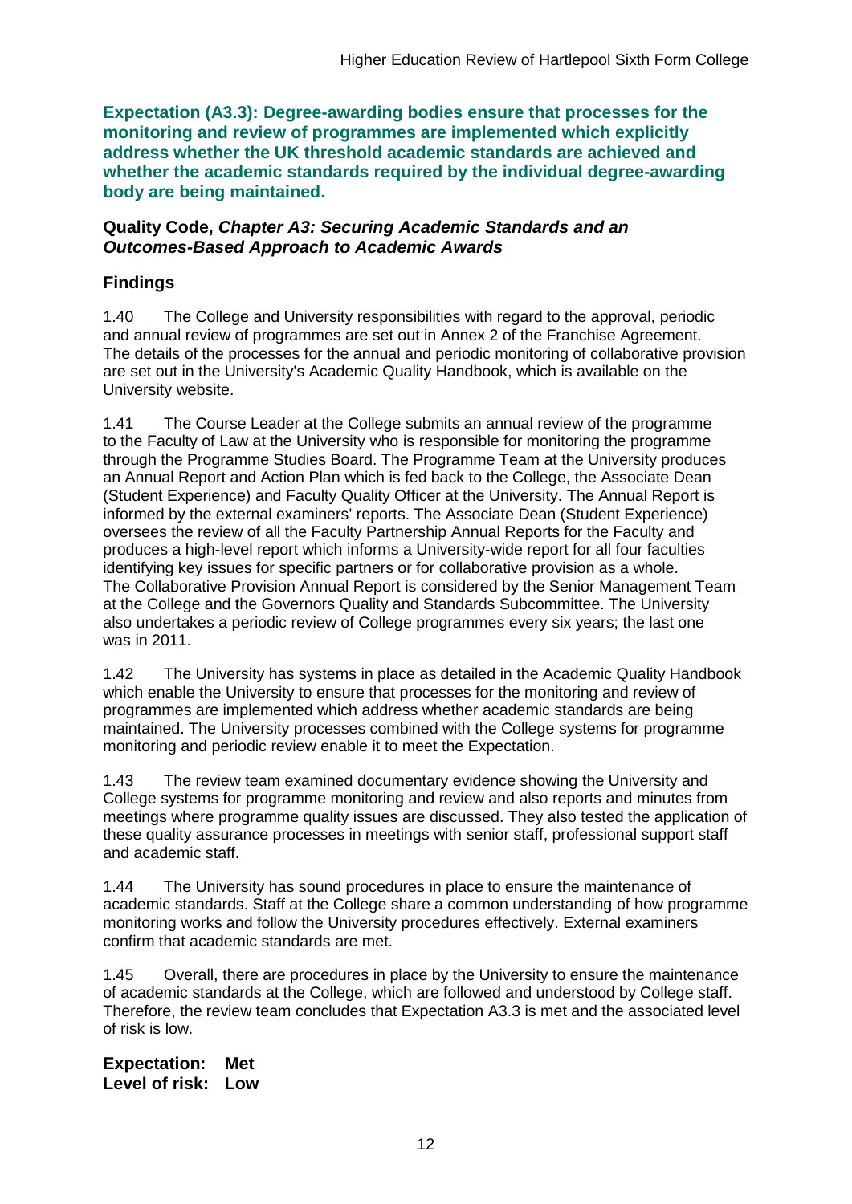**Expectation (A3.3): Degree-awarding bodies ensure that processes for the monitoring and review of programmes are implemented which explicitly address whether the UK threshold academic standards are achieved and whether the academic standards required by the individual degree-awarding body are being maintained.**

**Quality Code, *Chapter A3: Securing Academic Standards and an Outcomes-Based Approach to Academic Awards***

### Findings

1.40 The College and University responsibilities with regard to the approval, periodic and annual review of programmes are set out in Annex 2 of the Franchise Agreement. The details of the processes for the annual and periodic monitoring of collaborative provision are set out in the University's Academic Quality Handbook, which is available on the University website.

1.41 The Course Leader at the College submits an annual review of the programme to the Faculty of Law at the University who is responsible for monitoring the programme through the Programme Studies Board. The Programme Team at the University produces an Annual Report and Action Plan which is fed back to the College, the Associate Dean (Student Experience) and Faculty Quality Officer at the University. The Annual Report is informed by the external examiners' reports. The Associate Dean (Student Experience) oversees the review of all the Faculty Partnership Annual Reports for the Faculty and produces a high-level report which informs a University-wide report for all four faculties identifying key issues for specific partners or for collaborative provision as a whole. The Collaborative Provision Annual Report is considered by the Senior Management Team at the College and the Governors Quality and Standards Subcommittee. The University also undertakes a periodic review of College programmes every six years; the last one was in 2011.

1.42 The University has systems in place as detailed in the Academic Quality Handbook which enable the University to ensure that processes for the monitoring and review of programmes are implemented which address whether academic standards are being maintained. The University processes combined with the College systems for programme monitoring and periodic review enable it to meet the Expectation.

1.43 The review team examined documentary evidence showing the University and College systems for programme monitoring and review and also reports and minutes from meetings where programme quality issues are discussed. They also tested the application of these quality assurance processes in meetings with senior staff, professional support staff and academic staff.

1.44 The University has sound procedures in place to ensure the maintenance of academic standards. Staff at the College share a common understanding of how programme monitoring works and follow the University procedures effectively. External examiners confirm that academic standards are met.

1.45 Overall, there are procedures in place by the University to ensure the maintenance of academic standards at the College, which are followed and understood by College staff. Therefore, the review team concludes that Expectation A3.3 is met and the associated level of risk is low.

**Expectation: Met**
**Level of risk: Low**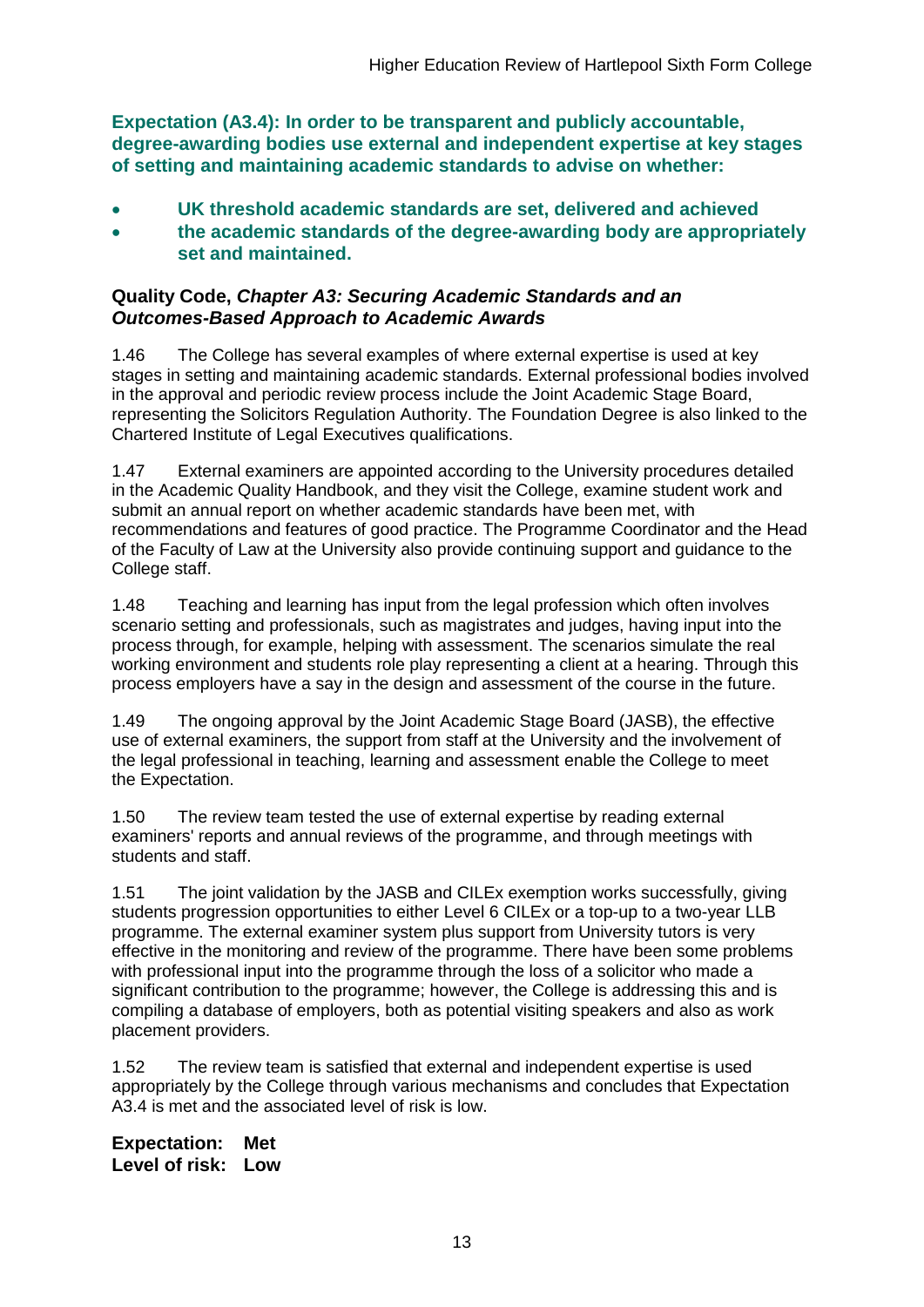**Expectation (A3.4): In order to be transparent and publicly accountable, degree-awarding bodies use external and independent expertise at key stages of setting and maintaining academic standards to advise on whether:**

- **UK threshold academic standards are set, delivered and achieved**
- **the academic standards of the degree-awarding body are appropriately set and maintained.**

**Quality Code, *Chapter A3: Securing Academic Standards and an Outcomes-Based Approach to Academic Awards***

1.46 The College has several examples of where external expertise is used at key stages in setting and maintaining academic standards. External professional bodies involved in the approval and periodic review process include the Joint Academic Stage Board, representing the Solicitors Regulation Authority. The Foundation Degree is also linked to the Chartered Institute of Legal Executives qualifications.

1.47 External examiners are appointed according to the University procedures detailed in the Academic Quality Handbook, and they visit the College, examine student work and submit an annual report on whether academic standards have been met, with recommendations and features of good practice. The Programme Coordinator and the Head of the Faculty of Law at the University also provide continuing support and guidance to the College staff.

1.48 Teaching and learning has input from the legal profession which often involves scenario setting and professionals, such as magistrates and judges, having input into the process through, for example, helping with assessment. The scenarios simulate the real working environment and students role play representing a client at a hearing. Through this process employers have a say in the design and assessment of the course in the future.

1.49 The ongoing approval by the Joint Academic Stage Board (JASB), the effective use of external examiners, the support from staff at the University and the involvement of the legal professional in teaching, learning and assessment enable the College to meet the Expectation.

1.50 The review team tested the use of external expertise by reading external examiners' reports and annual reviews of the programme, and through meetings with students and staff.

1.51 The joint validation by the JASB and CILEx exemption works successfully, giving students progression opportunities to either Level 6 CILEx or a top-up to a two-year LLB programme. The external examiner system plus support from University tutors is very effective in the monitoring and review of the programme. There have been some problems with professional input into the programme through the loss of a solicitor who made a significant contribution to the programme; however, the College is addressing this and is compiling a database of employers, both as potential visiting speakers and also as work placement providers.

1.52 The review team is satisfied that external and independent expertise is used appropriately by the College through various mechanisms and concludes that Expectation A3.4 is met and the associated level of risk is low.

**Expectation: Met**
**Level of risk: Low**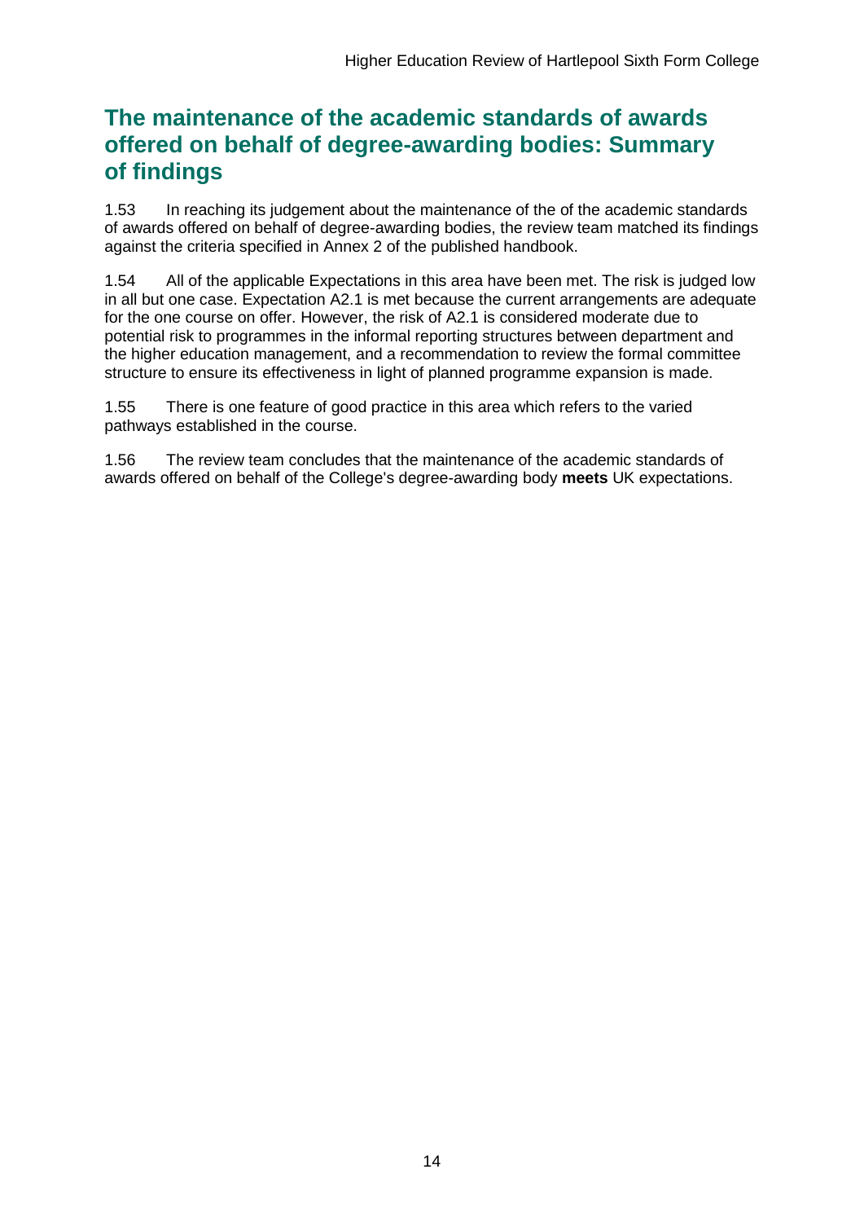## The maintenance of the academic standards of awards offered on behalf of degree-awarding bodies: Summary of findings

1.53 In reaching its judgement about the maintenance of the of the academic standards of awards offered on behalf of degree-awarding bodies, the review team matched its findings against the criteria specified in Annex 2 of the published handbook.

1.54 All of the applicable Expectations in this area have been met. The risk is judged low in all but one case. Expectation A2.1 is met because the current arrangements are adequate for the one course on offer. However, the risk of A2.1 is considered moderate due to potential risk to programmes in the informal reporting structures between department and the higher education management, and a recommendation to review the formal committee structure to ensure its effectiveness in light of planned programme expansion is made.

1.55 There is one feature of good practice in this area which refers to the varied pathways established in the course.

1.56 The review team concludes that the maintenance of the academic standards of awards offered on behalf of the College's degree-awarding body **meets** UK expectations.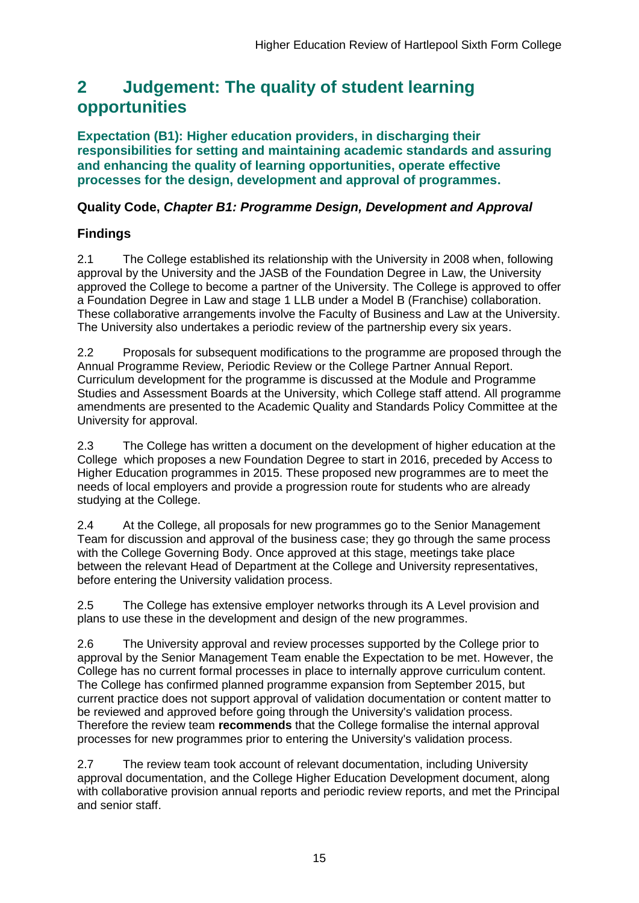# 2 Judgement: The quality of student learning opportunities

**Expectation (B1): Higher education providers, in discharging their responsibilities for setting and maintaining academic standards and assuring and enhancing the quality of learning opportunities, operate effective processes for the design, development and approval of programmes.**

### Quality Code, *Chapter B1: Programme Design, Development and Approval*

### Findings

2.1 The College established its relationship with the University in 2008 when, following approval by the University and the JASB of the Foundation Degree in Law, the University approved the College to become a partner of the University. The College is approved to offer a Foundation Degree in Law and stage 1 LLB under a Model B (Franchise) collaboration. These collaborative arrangements involve the Faculty of Business and Law at the University. The University also undertakes a periodic review of the partnership every six years.

2.2 Proposals for subsequent modifications to the programme are proposed through the Annual Programme Review, Periodic Review or the College Partner Annual Report. Curriculum development for the programme is discussed at the Module and Programme Studies and Assessment Boards at the University, which College staff attend. All programme amendments are presented to the Academic Quality and Standards Policy Committee at the University for approval.

2.3 The College has written a document on the development of higher education at the College which proposes a new Foundation Degree to start in 2016, preceded by Access to Higher Education programmes in 2015. These proposed new programmes are to meet the needs of local employers and provide a progression route for students who are already studying at the College.

2.4 At the College, all proposals for new programmes go to the Senior Management Team for discussion and approval of the business case; they go through the same process with the College Governing Body. Once approved at this stage, meetings take place between the relevant Head of Department at the College and University representatives, before entering the University validation process.

2.5 The College has extensive employer networks through its A Level provision and plans to use these in the development and design of the new programmes.

2.6 The University approval and review processes supported by the College prior to approval by the Senior Management Team enable the Expectation to be met. However, the College has no current formal processes in place to internally approve curriculum content. The College has confirmed planned programme expansion from September 2015, but current practice does not support approval of validation documentation or content matter to be reviewed and approved before going through the University's validation process. Therefore the review team **recommends** that the College formalise the internal approval processes for new programmes prior to entering the University's validation process.

2.7 The review team took account of relevant documentation, including University approval documentation, and the College Higher Education Development document, along with collaborative provision annual reports and periodic review reports, and met the Principal and senior staff.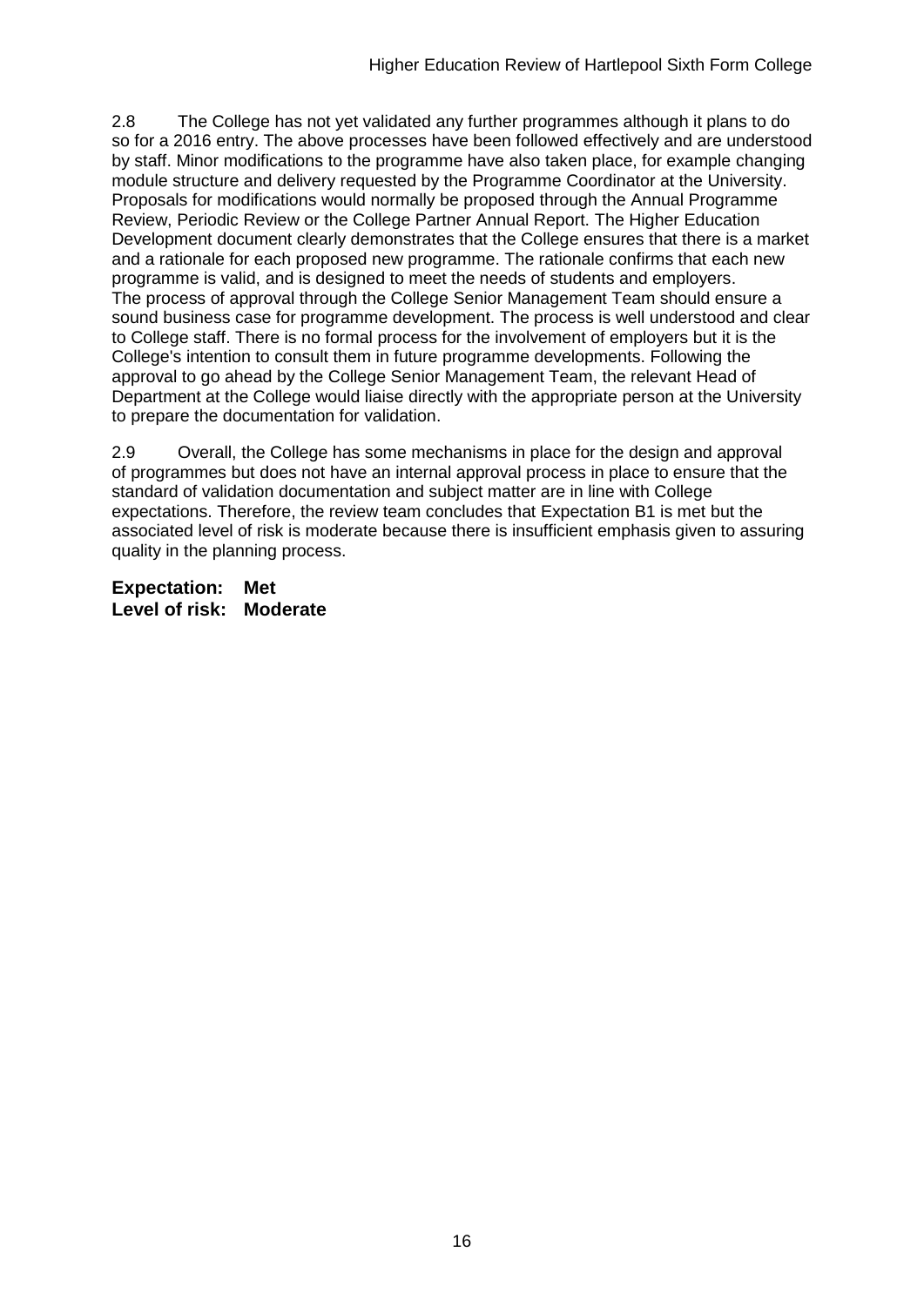2.8 The College has not yet validated any further programmes although it plans to do so for a 2016 entry. The above processes have been followed effectively and are understood by staff. Minor modifications to the programme have also taken place, for example changing module structure and delivery requested by the Programme Coordinator at the University. Proposals for modifications would normally be proposed through the Annual Programme Review, Periodic Review or the College Partner Annual Report. The Higher Education Development document clearly demonstrates that the College ensures that there is a market and a rationale for each proposed new programme. The rationale confirms that each new programme is valid, and is designed to meet the needs of students and employers. The process of approval through the College Senior Management Team should ensure a sound business case for programme development. The process is well understood and clear to College staff. There is no formal process for the involvement of employers but it is the College's intention to consult them in future programme developments. Following the approval to go ahead by the College Senior Management Team, the relevant Head of Department at the College would liaise directly with the appropriate person at the University to prepare the documentation for validation.

2.9 Overall, the College has some mechanisms in place for the design and approval of programmes but does not have an internal approval process in place to ensure that the standard of validation documentation and subject matter are in line with College expectations. Therefore, the review team concludes that Expectation B1 is met but the associated level of risk is moderate because there is insufficient emphasis given to assuring quality in the planning process.

**Expectation: Met**
**Level of risk: Moderate**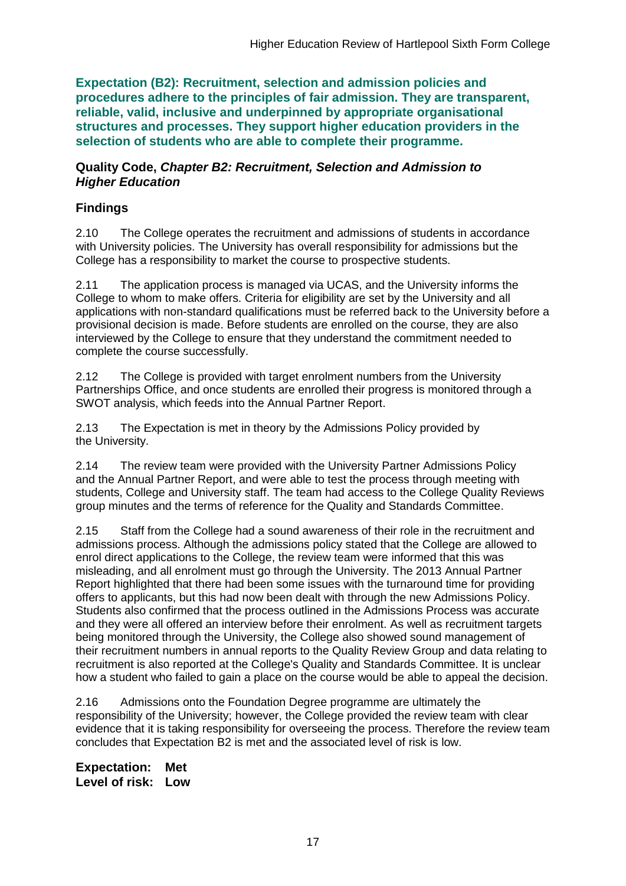**Expectation (B2): Recruitment, selection and admission policies and procedures adhere to the principles of fair admission. They are transparent, reliable, valid, inclusive and underpinned by appropriate organisational structures and processes. They support higher education providers in the selection of students who are able to complete their programme.**

### Quality Code, *Chapter B2: Recruitment, Selection and Admission to Higher Education*

### Findings

2.10 The College operates the recruitment and admissions of students in accordance with University policies. The University has overall responsibility for admissions but the College has a responsibility to market the course to prospective students.

2.11 The application process is managed via UCAS, and the University informs the College to whom to make offers. Criteria for eligibility are set by the University and all applications with non-standard qualifications must be referred back to the University before a provisional decision is made. Before students are enrolled on the course, they are also interviewed by the College to ensure that they understand the commitment needed to complete the course successfully.

2.12 The College is provided with target enrolment numbers from the University Partnerships Office, and once students are enrolled their progress is monitored through a SWOT analysis, which feeds into the Annual Partner Report.

2.13 The Expectation is met in theory by the Admissions Policy provided by the University.

2.14 The review team were provided with the University Partner Admissions Policy and the Annual Partner Report, and were able to test the process through meeting with students, College and University staff. The team had access to the College Quality Reviews group minutes and the terms of reference for the Quality and Standards Committee.

2.15 Staff from the College had a sound awareness of their role in the recruitment and admissions process. Although the admissions policy stated that the College are allowed to enrol direct applications to the College, the review team were informed that this was misleading, and all enrolment must go through the University. The 2013 Annual Partner Report highlighted that there had been some issues with the turnaround time for providing offers to applicants, but this had now been dealt with through the new Admissions Policy. Students also confirmed that the process outlined in the Admissions Process was accurate and they were all offered an interview before their enrolment. As well as recruitment targets being monitored through the University, the College also showed sound management of their recruitment numbers in annual reports to the Quality Review Group and data relating to recruitment is also reported at the College's Quality and Standards Committee. It is unclear how a student who failed to gain a place on the course would be able to appeal the decision.

2.16 Admissions onto the Foundation Degree programme are ultimately the responsibility of the University; however, the College provided the review team with clear evidence that it is taking responsibility for overseeing the process. Therefore the review team concludes that Expectation B2 is met and the associated level of risk is low.

**Expectation: Met**
**Level of risk: Low**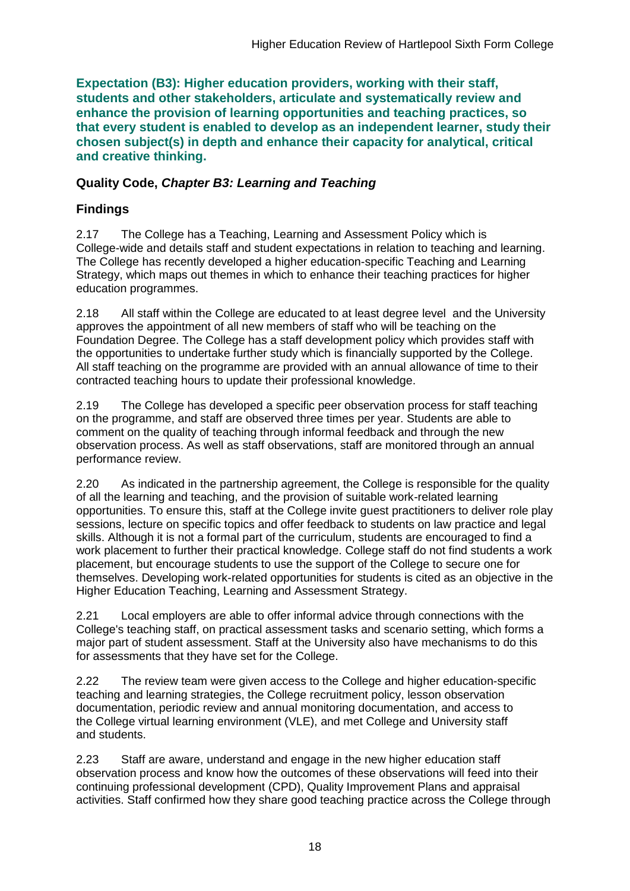**Expectation (B3): Higher education providers, working with their staff, students and other stakeholders, articulate and systematically review and enhance the provision of learning opportunities and teaching practices, so that every student is enabled to develop as an independent learner, study their chosen subject(s) in depth and enhance their capacity for analytical, critical and creative thinking.**

## Quality Code, *Chapter B3: Learning and Teaching*

## Findings

2.17 The College has a Teaching, Learning and Assessment Policy which is College-wide and details staff and student expectations in relation to teaching and learning. The College has recently developed a higher education-specific Teaching and Learning Strategy, which maps out themes in which to enhance their teaching practices for higher education programmes.

2.18 All staff within the College are educated to at least degree level and the University approves the appointment of all new members of staff who will be teaching on the Foundation Degree. The College has a staff development policy which provides staff with the opportunities to undertake further study which is financially supported by the College. All staff teaching on the programme are provided with an annual allowance of time to their contracted teaching hours to update their professional knowledge.

2.19 The College has developed a specific peer observation process for staff teaching on the programme, and staff are observed three times per year. Students are able to comment on the quality of teaching through informal feedback and through the new observation process. As well as staff observations, staff are monitored through an annual performance review.

2.20 As indicated in the partnership agreement, the College is responsible for the quality of all the learning and teaching, and the provision of suitable work-related learning opportunities. To ensure this, staff at the College invite guest practitioners to deliver role play sessions, lecture on specific topics and offer feedback to students on law practice and legal skills. Although it is not a formal part of the curriculum, students are encouraged to find a work placement to further their practical knowledge. College staff do not find students a work placement, but encourage students to use the support of the College to secure one for themselves. Developing work-related opportunities for students is cited as an objective in the Higher Education Teaching, Learning and Assessment Strategy.

2.21 Local employers are able to offer informal advice through connections with the College's teaching staff, on practical assessment tasks and scenario setting, which forms a major part of student assessment. Staff at the University also have mechanisms to do this for assessments that they have set for the College.

2.22 The review team were given access to the College and higher education-specific teaching and learning strategies, the College recruitment policy, lesson observation documentation, periodic review and annual monitoring documentation, and access to the College virtual learning environment (VLE), and met College and University staff and students.

2.23 Staff are aware, understand and engage in the new higher education staff observation process and know how the outcomes of these observations will feed into their continuing professional development (CPD), Quality Improvement Plans and appraisal activities. Staff confirmed how they share good teaching practice across the College through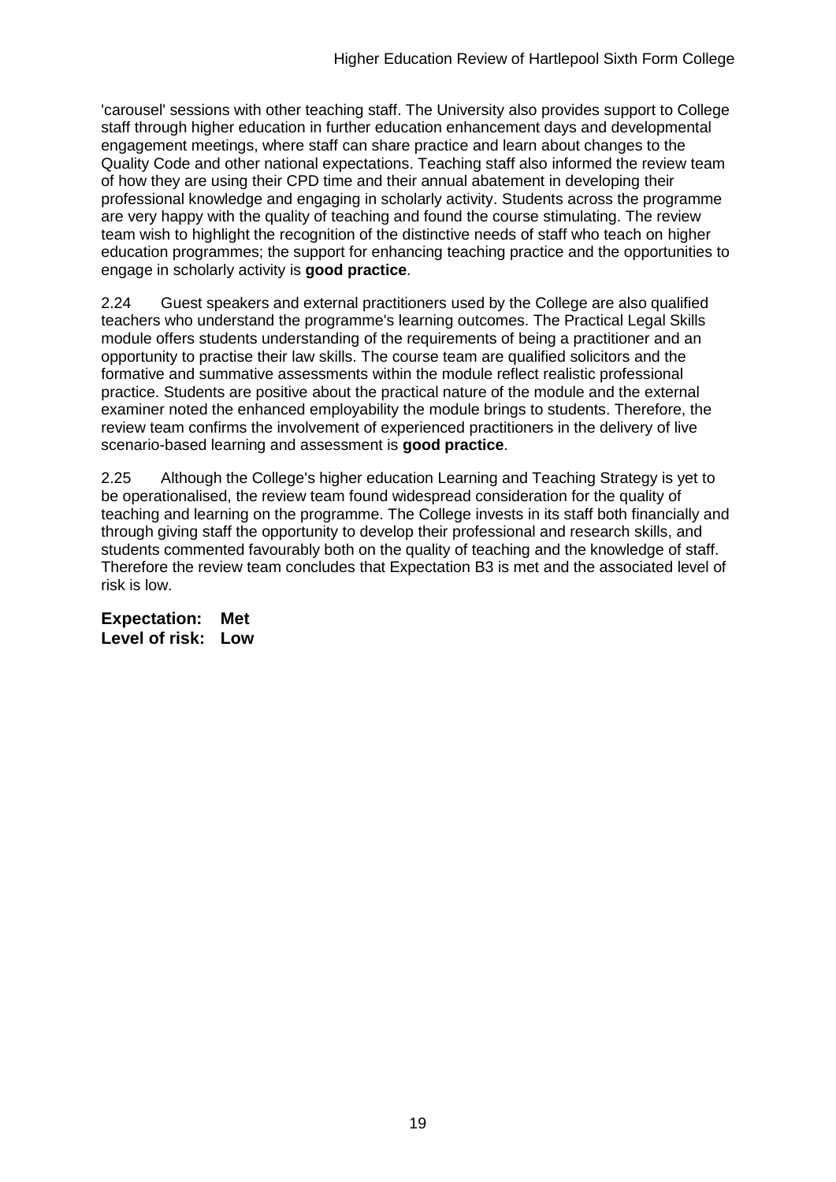'carousel' sessions with other teaching staff. The University also provides support to College staff through higher education in further education enhancement days and developmental engagement meetings, where staff can share practice and learn about changes to the Quality Code and other national expectations. Teaching staff also informed the review team of how they are using their CPD time and their annual abatement in developing their professional knowledge and engaging in scholarly activity. Students across the programme are very happy with the quality of teaching and found the course stimulating. The review team wish to highlight the recognition of the distinctive needs of staff who teach on higher education programmes; the support for enhancing teaching practice and the opportunities to engage in scholarly activity is **good practice**.

2.24 Guest speakers and external practitioners used by the College are also qualified teachers who understand the programme's learning outcomes. The Practical Legal Skills module offers students understanding of the requirements of being a practitioner and an opportunity to practise their law skills. The course team are qualified solicitors and the formative and summative assessments within the module reflect realistic professional practice. Students are positive about the practical nature of the module and the external examiner noted the enhanced employability the module brings to students. Therefore, the review team confirms the involvement of experienced practitioners in the delivery of live scenario-based learning and assessment is **good practice**.

2.25 Although the College's higher education Learning and Teaching Strategy is yet to be operationalised, the review team found widespread consideration for the quality of teaching and learning on the programme. The College invests in its staff both financially and through giving staff the opportunity to develop their professional and research skills, and students commented favourably both on the quality of teaching and the knowledge of staff. Therefore the review team concludes that Expectation B3 is met and the associated level of risk is low.

**Expectation: Met**
**Level of risk: Low**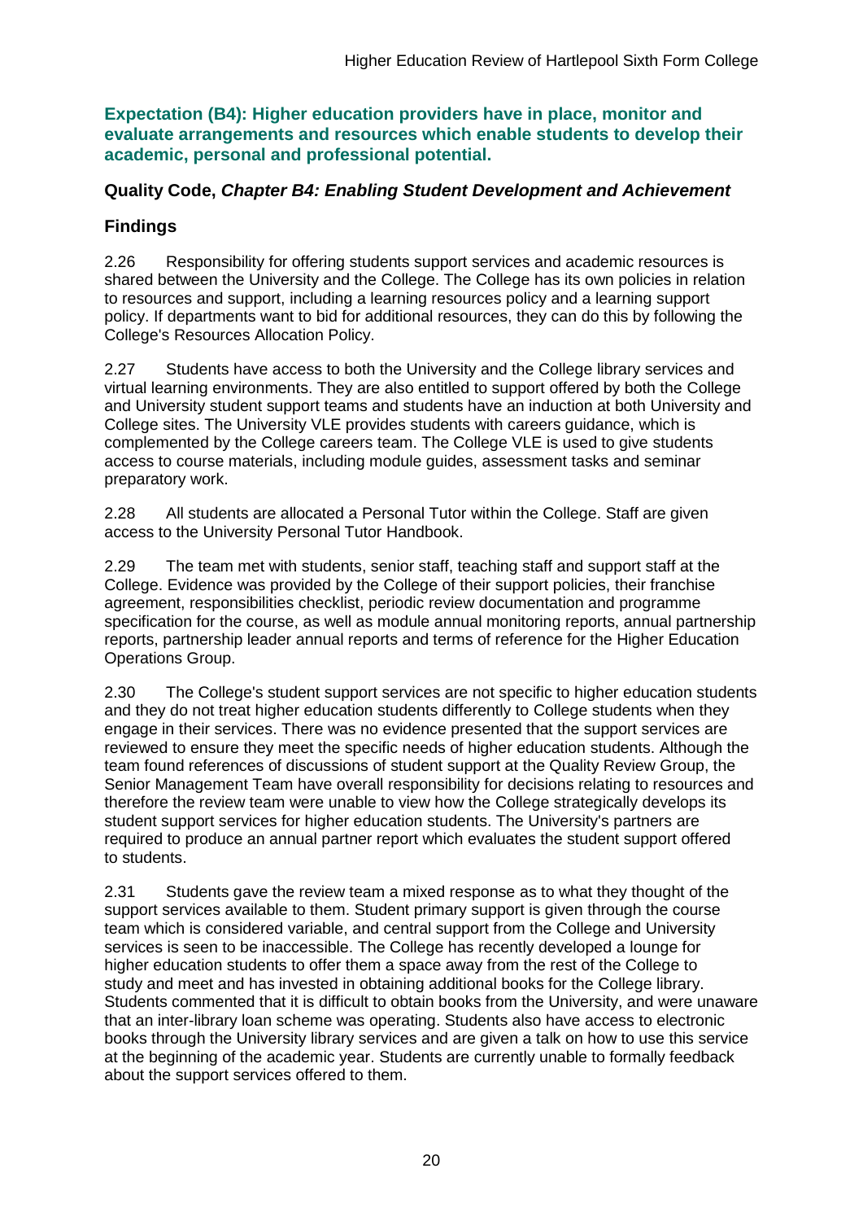### Expectation (B4): Higher education providers have in place, monitor and evaluate arrangements and resources which enable students to develop their academic, personal and professional potential.

### Quality Code, *Chapter B4: Enabling Student Development and Achievement*

### Findings

2.26 Responsibility for offering students support services and academic resources is shared between the University and the College. The College has its own policies in relation to resources and support, including a learning resources policy and a learning support policy. If departments want to bid for additional resources, they can do this by following the College's Resources Allocation Policy.

2.27 Students have access to both the University and the College library services and virtual learning environments. They are also entitled to support offered by both the College and University student support teams and students have an induction at both University and College sites. The University VLE provides students with careers guidance, which is complemented by the College careers team. The College VLE is used to give students access to course materials, including module guides, assessment tasks and seminar preparatory work.

2.28 All students are allocated a Personal Tutor within the College. Staff are given access to the University Personal Tutor Handbook.

2.29 The team met with students, senior staff, teaching staff and support staff at the College. Evidence was provided by the College of their support policies, their franchise agreement, responsibilities checklist, periodic review documentation and programme specification for the course, as well as module annual monitoring reports, annual partnership reports, partnership leader annual reports and terms of reference for the Higher Education Operations Group.

2.30 The College's student support services are not specific to higher education students and they do not treat higher education students differently to College students when they engage in their services. There was no evidence presented that the support services are reviewed to ensure they meet the specific needs of higher education students. Although the team found references of discussions of student support at the Quality Review Group, the Senior Management Team have overall responsibility for decisions relating to resources and therefore the review team were unable to view how the College strategically develops its student support services for higher education students. The University's partners are required to produce an annual partner report which evaluates the student support offered to students.

2.31 Students gave the review team a mixed response as to what they thought of the support services available to them. Student primary support is given through the course team which is considered variable, and central support from the College and University services is seen to be inaccessible. The College has recently developed a lounge for higher education students to offer them a space away from the rest of the College to study and meet and has invested in obtaining additional books for the College library. Students commented that it is difficult to obtain books from the University, and were unaware that an inter-library loan scheme was operating. Students also have access to electronic books through the University library services and are given a talk on how to use this service at the beginning of the academic year. Students are currently unable to formally feedback about the support services offered to them.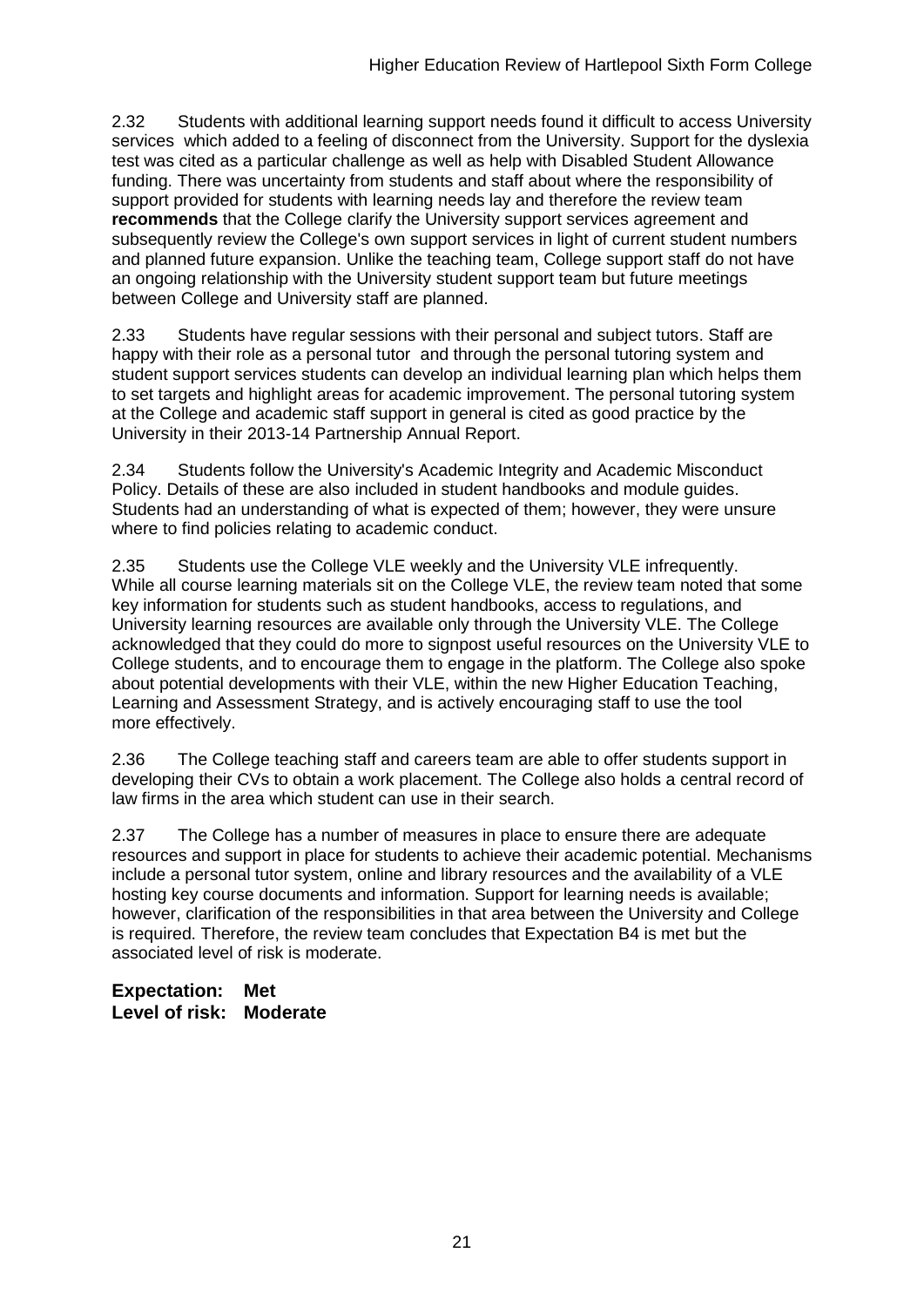2.32 Students with additional learning support needs found it difficult to access University services which added to a feeling of disconnect from the University. Support for the dyslexia test was cited as a particular challenge as well as help with Disabled Student Allowance funding. There was uncertainty from students and staff about where the responsibility of support provided for students with learning needs lay and therefore the review team **recommends** that the College clarify the University support services agreement and subsequently review the College's own support services in light of current student numbers and planned future expansion. Unlike the teaching team, College support staff do not have an ongoing relationship with the University student support team but future meetings between College and University staff are planned.

2.33 Students have regular sessions with their personal and subject tutors. Staff are happy with their role as a personal tutor and through the personal tutoring system and student support services students can develop an individual learning plan which helps them to set targets and highlight areas for academic improvement. The personal tutoring system at the College and academic staff support in general is cited as good practice by the University in their 2013-14 Partnership Annual Report.

2.34 Students follow the University's Academic Integrity and Academic Misconduct Policy. Details of these are also included in student handbooks and module guides. Students had an understanding of what is expected of them; however, they were unsure where to find policies relating to academic conduct.

2.35 Students use the College VLE weekly and the University VLE infrequently. While all course learning materials sit on the College VLE, the review team noted that some key information for students such as student handbooks, access to regulations, and University learning resources are available only through the University VLE. The College acknowledged that they could do more to signpost useful resources on the University VLE to College students, and to encourage them to engage in the platform. The College also spoke about potential developments with their VLE, within the new Higher Education Teaching, Learning and Assessment Strategy, and is actively encouraging staff to use the tool more effectively.

2.36 The College teaching staff and careers team are able to offer students support in developing their CVs to obtain a work placement. The College also holds a central record of law firms in the area which student can use in their search.

2.37 The College has a number of measures in place to ensure there are adequate resources and support in place for students to achieve their academic potential. Mechanisms include a personal tutor system, online and library resources and the availability of a VLE hosting key course documents and information. Support for learning needs is available; however, clarification of the responsibilities in that area between the University and College is required. Therefore, the review team concludes that Expectation B4 is met but the associated level of risk is moderate.

**Expectation: Met**
**Level of risk: Moderate**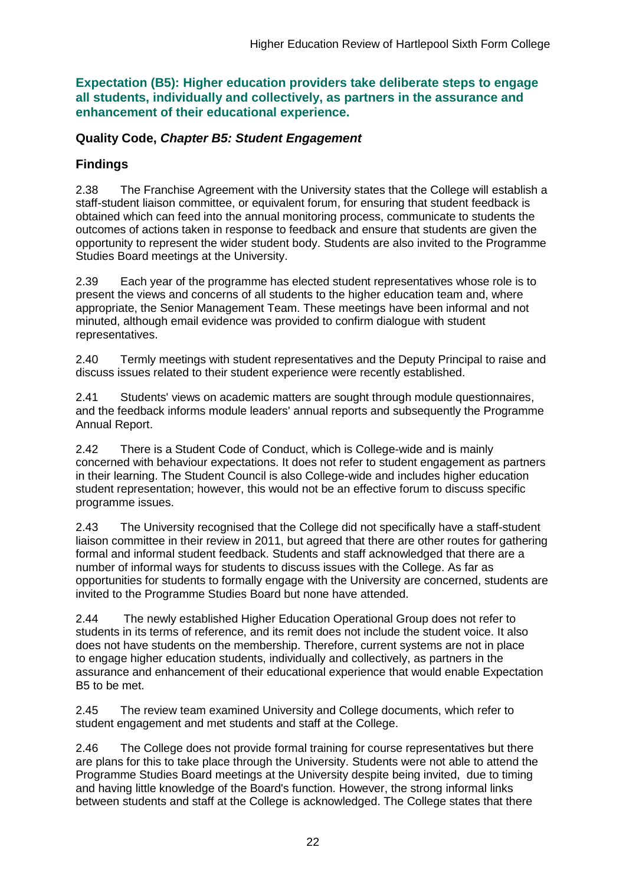**Expectation (B5): Higher education providers take deliberate steps to engage all students, individually and collectively, as partners in the assurance and enhancement of their educational experience.**

**Quality Code, *Chapter B5: Student Engagement***

**Findings**

2.38 The Franchise Agreement with the University states that the College will establish a staff-student liaison committee, or equivalent forum, for ensuring that student feedback is obtained which can feed into the annual monitoring process, communicate to students the outcomes of actions taken in response to feedback and ensure that students are given the opportunity to represent the wider student body. Students are also invited to the Programme Studies Board meetings at the University.

2.39 Each year of the programme has elected student representatives whose role is to present the views and concerns of all students to the higher education team and, where appropriate, the Senior Management Team. These meetings have been informal and not minuted, although email evidence was provided to confirm dialogue with student representatives.

2.40 Termly meetings with student representatives and the Deputy Principal to raise and discuss issues related to their student experience were recently established.

2.41 Students' views on academic matters are sought through module questionnaires, and the feedback informs module leaders' annual reports and subsequently the Programme Annual Report.

2.42 There is a Student Code of Conduct, which is College-wide and is mainly concerned with behaviour expectations. It does not refer to student engagement as partners in their learning. The Student Council is also College-wide and includes higher education student representation; however, this would not be an effective forum to discuss specific programme issues.

2.43 The University recognised that the College did not specifically have a staff-student liaison committee in their review in 2011, but agreed that there are other routes for gathering formal and informal student feedback. Students and staff acknowledged that there are a number of informal ways for students to discuss issues with the College. As far as opportunities for students to formally engage with the University are concerned, students are invited to the Programme Studies Board but none have attended.

2.44 The newly established Higher Education Operational Group does not refer to students in its terms of reference, and its remit does not include the student voice. It also does not have students on the membership. Therefore, current systems are not in place to engage higher education students, individually and collectively, as partners in the assurance and enhancement of their educational experience that would enable Expectation B5 to be met.

2.45 The review team examined University and College documents, which refer to student engagement and met students and staff at the College.

2.46 The College does not provide formal training for course representatives but there are plans for this to take place through the University. Students were not able to attend the Programme Studies Board meetings at the University despite being invited, due to timing and having little knowledge of the Board's function. However, the strong informal links between students and staff at the College is acknowledged. The College states that there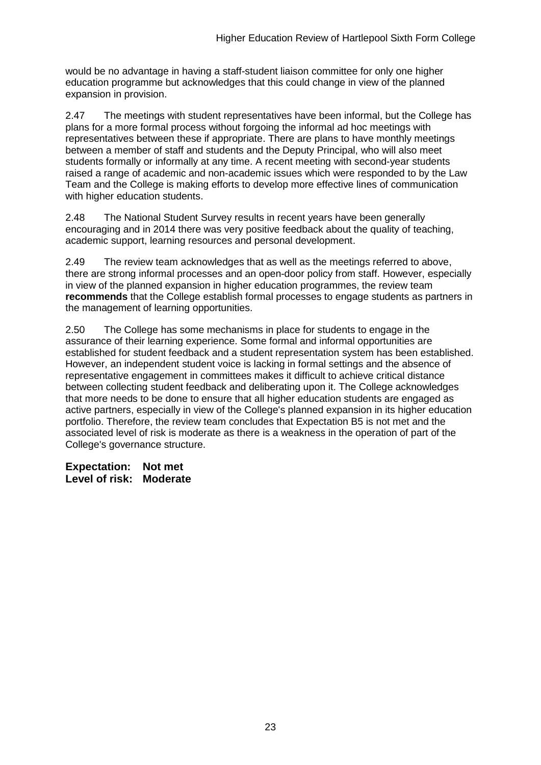would be no advantage in having a staff-student liaison committee for only one higher education programme but acknowledges that this could change in view of the planned expansion in provision.

2.47 The meetings with student representatives have been informal, but the College has plans for a more formal process without forgoing the informal ad hoc meetings with representatives between these if appropriate. There are plans to have monthly meetings between a member of staff and students and the Deputy Principal, who will also meet students formally or informally at any time. A recent meeting with second-year students raised a range of academic and non-academic issues which were responded to by the Law Team and the College is making efforts to develop more effective lines of communication with higher education students.

2.48 The National Student Survey results in recent years have been generally encouraging and in 2014 there was very positive feedback about the quality of teaching, academic support, learning resources and personal development.

2.49 The review team acknowledges that as well as the meetings referred to above, there are strong informal processes and an open-door policy from staff. However, especially in view of the planned expansion in higher education programmes, the review team **recommends** that the College establish formal processes to engage students as partners in the management of learning opportunities.

2.50 The College has some mechanisms in place for students to engage in the assurance of their learning experience. Some formal and informal opportunities are established for student feedback and a student representation system has been established. However, an independent student voice is lacking in formal settings and the absence of representative engagement in committees makes it difficult to achieve critical distance between collecting student feedback and deliberating upon it. The College acknowledges that more needs to be done to ensure that all higher education students are engaged as active partners, especially in view of the College's planned expansion in its higher education portfolio. Therefore, the review team concludes that Expectation B5 is not met and the associated level of risk is moderate as there is a weakness in the operation of part of the College's governance structure.

**Expectation: Not met**
**Level of risk: Moderate**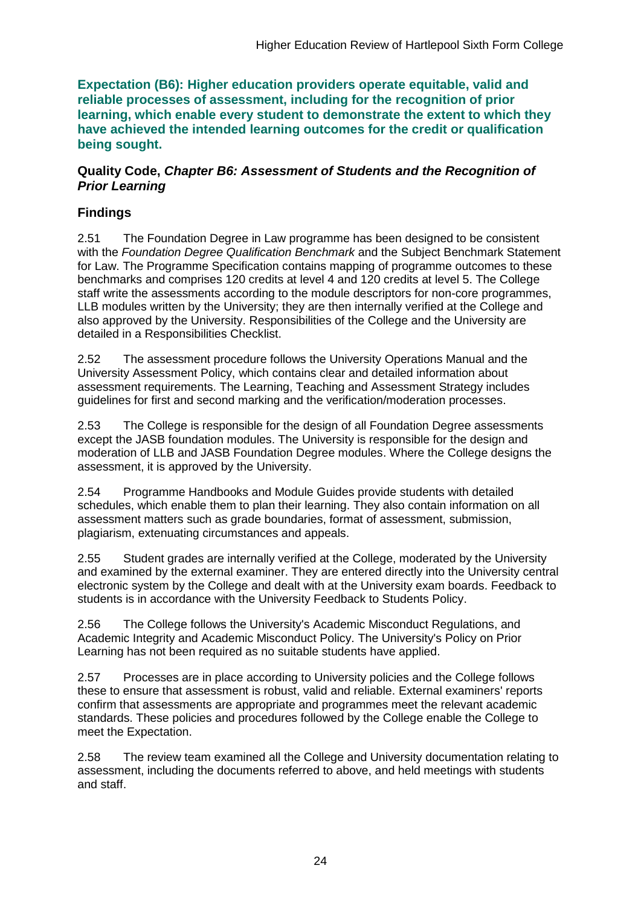**Expectation (B6): Higher education providers operate equitable, valid and reliable processes of assessment, including for the recognition of prior learning, which enable every student to demonstrate the extent to which they have achieved the intended learning outcomes for the credit or qualification being sought.**

**Quality Code, *Chapter B6: Assessment of Students and the Recognition of Prior Learning***

## Findings

2.51 The Foundation Degree in Law programme has been designed to be consistent with the *Foundation Degree Qualification Benchmark* and the Subject Benchmark Statement for Law. The Programme Specification contains mapping of programme outcomes to these benchmarks and comprises 120 credits at level 4 and 120 credits at level 5. The College staff write the assessments according to the module descriptors for non-core programmes, LLB modules written by the University; they are then internally verified at the College and also approved by the University. Responsibilities of the College and the University are detailed in a Responsibilities Checklist.

2.52 The assessment procedure follows the University Operations Manual and the University Assessment Policy, which contains clear and detailed information about assessment requirements. The Learning, Teaching and Assessment Strategy includes guidelines for first and second marking and the verification/moderation processes.

2.53 The College is responsible for the design of all Foundation Degree assessments except the JASB foundation modules. The University is responsible for the design and moderation of LLB and JASB Foundation Degree modules. Where the College designs the assessment, it is approved by the University.

2.54 Programme Handbooks and Module Guides provide students with detailed schedules, which enable them to plan their learning. They also contain information on all assessment matters such as grade boundaries, format of assessment, submission, plagiarism, extenuating circumstances and appeals.

2.55 Student grades are internally verified at the College, moderated by the University and examined by the external examiner. They are entered directly into the University central electronic system by the College and dealt with at the University exam boards. Feedback to students is in accordance with the University Feedback to Students Policy.

2.56 The College follows the University's Academic Misconduct Regulations, and Academic Integrity and Academic Misconduct Policy. The University's Policy on Prior Learning has not been required as no suitable students have applied.

2.57 Processes are in place according to University policies and the College follows these to ensure that assessment is robust, valid and reliable. External examiners' reports confirm that assessments are appropriate and programmes meet the relevant academic standards. These policies and procedures followed by the College enable the College to meet the Expectation.

2.58 The review team examined all the College and University documentation relating to assessment, including the documents referred to above, and held meetings with students and staff.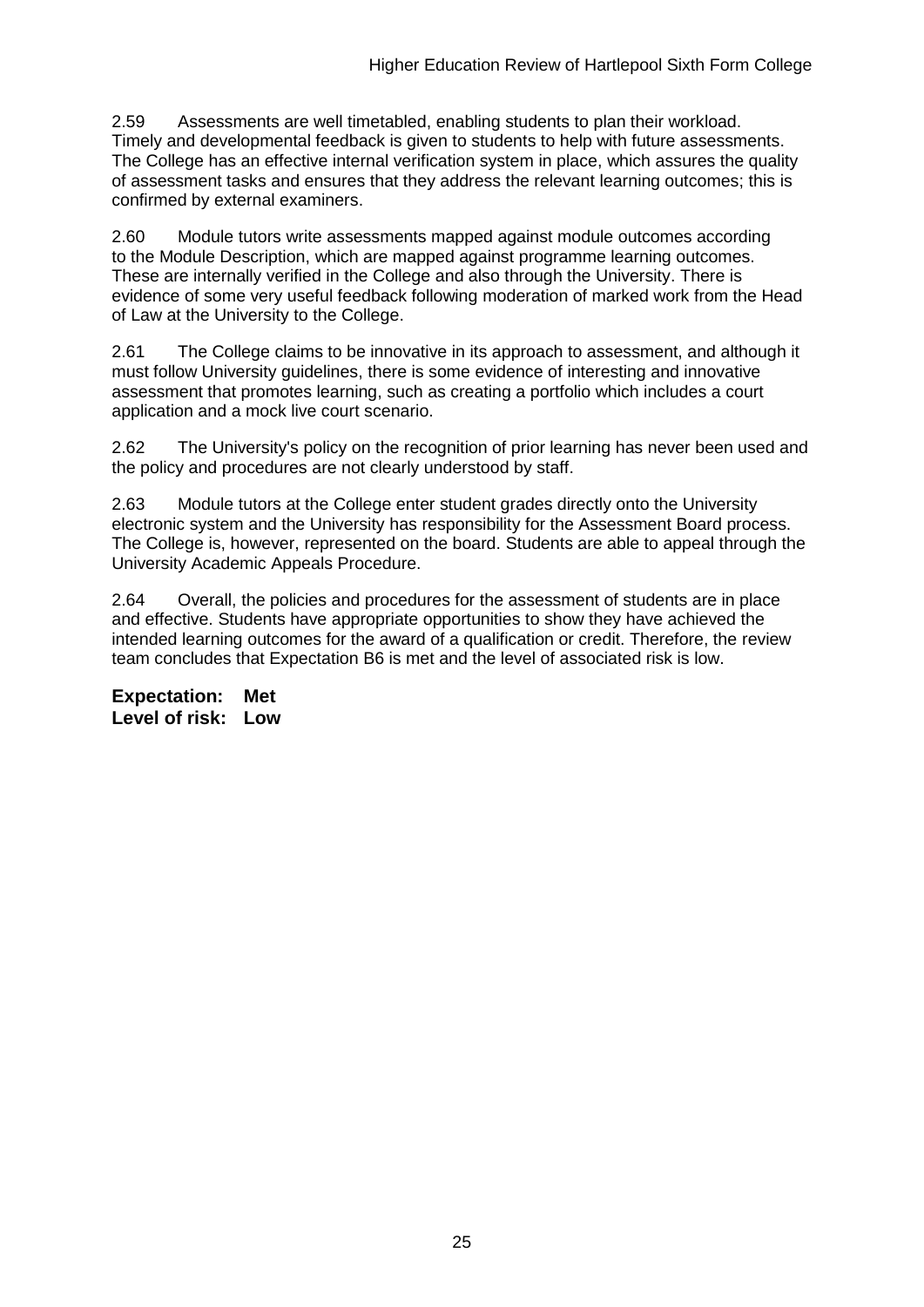2.59 Assessments are well timetabled, enabling students to plan their workload. Timely and developmental feedback is given to students to help with future assessments. The College has an effective internal verification system in place, which assures the quality of assessment tasks and ensures that they address the relevant learning outcomes; this is confirmed by external examiners.

2.60 Module tutors write assessments mapped against module outcomes according to the Module Description, which are mapped against programme learning outcomes. These are internally verified in the College and also through the University. There is evidence of some very useful feedback following moderation of marked work from the Head of Law at the University to the College.

2.61 The College claims to be innovative in its approach to assessment, and although it must follow University guidelines, there is some evidence of interesting and innovative assessment that promotes learning, such as creating a portfolio which includes a court application and a mock live court scenario.

2.62 The University's policy on the recognition of prior learning has never been used and the policy and procedures are not clearly understood by staff.

2.63 Module tutors at the College enter student grades directly onto the University electronic system and the University has responsibility for the Assessment Board process. The College is, however, represented on the board. Students are able to appeal through the University Academic Appeals Procedure.

2.64 Overall, the policies and procedures for the assessment of students are in place and effective. Students have appropriate opportunities to show they have achieved the intended learning outcomes for the award of a qualification or credit. Therefore, the review team concludes that Expectation B6 is met and the level of associated risk is low.

**Expectation: Met**
**Level of risk: Low**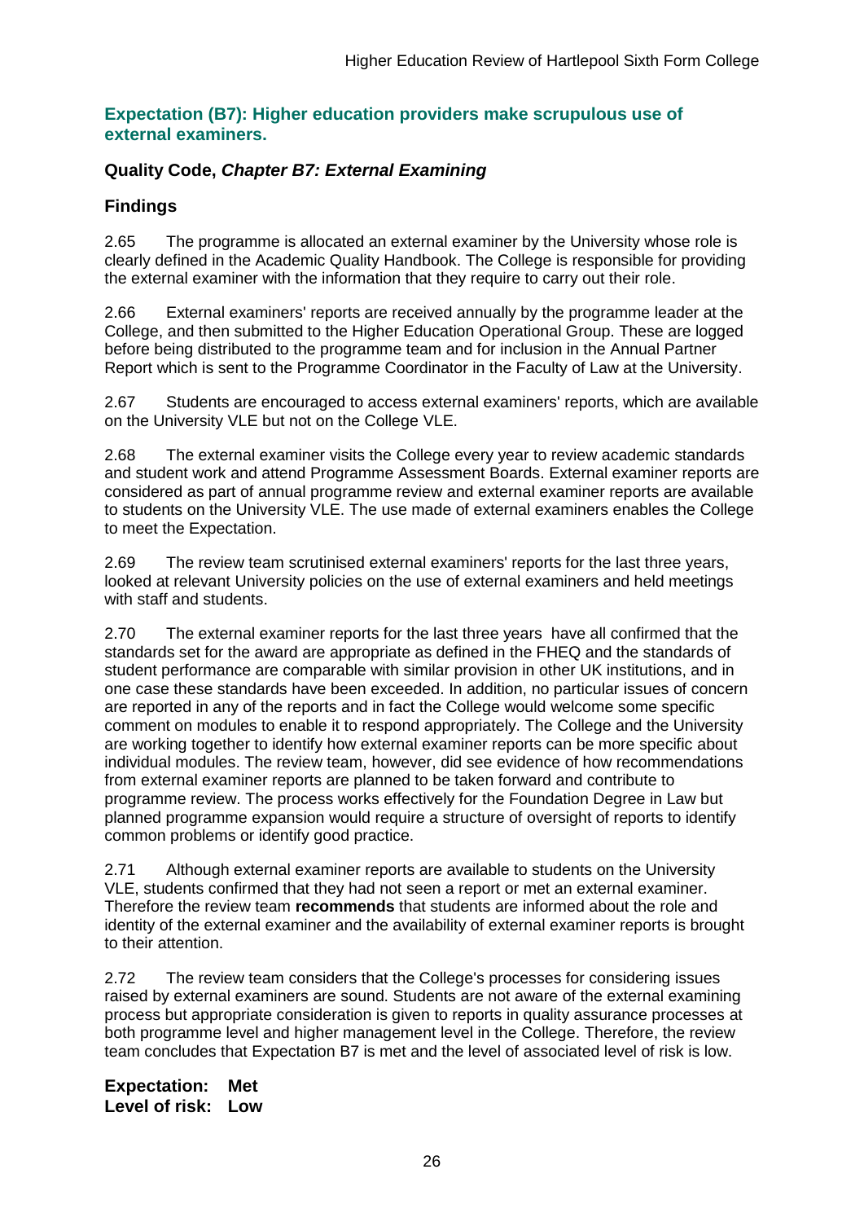### Expectation (B7): Higher education providers make scrupulous use of external examiners.

#### Quality Code, *Chapter B7: External Examining*

#### Findings

2.65 The programme is allocated an external examiner by the University whose role is clearly defined in the Academic Quality Handbook. The College is responsible for providing the external examiner with the information that they require to carry out their role.

2.66 External examiners' reports are received annually by the programme leader at the College, and then submitted to the Higher Education Operational Group. These are logged before being distributed to the programme team and for inclusion in the Annual Partner Report which is sent to the Programme Coordinator in the Faculty of Law at the University.

2.67 Students are encouraged to access external examiners' reports, which are available on the University VLE but not on the College VLE.

2.68 The external examiner visits the College every year to review academic standards and student work and attend Programme Assessment Boards. External examiner reports are considered as part of annual programme review and external examiner reports are available to students on the University VLE. The use made of external examiners enables the College to meet the Expectation.

2.69 The review team scrutinised external examiners' reports for the last three years, looked at relevant University policies on the use of external examiners and held meetings with staff and students.

2.70 The external examiner reports for the last three years have all confirmed that the standards set for the award are appropriate as defined in the FHEQ and the standards of student performance are comparable with similar provision in other UK institutions, and in one case these standards have been exceeded. In addition, no particular issues of concern are reported in any of the reports and in fact the College would welcome some specific comment on modules to enable it to respond appropriately. The College and the University are working together to identify how external examiner reports can be more specific about individual modules. The review team, however, did see evidence of how recommendations from external examiner reports are planned to be taken forward and contribute to programme review. The process works effectively for the Foundation Degree in Law but planned programme expansion would require a structure of oversight of reports to identify common problems or identify good practice.

2.71 Although external examiner reports are available to students on the University VLE, students confirmed that they had not seen a report or met an external examiner. Therefore the review team **recommends** that students are informed about the role and identity of the external examiner and the availability of external examiner reports is brought to their attention.

2.72 The review team considers that the College's processes for considering issues raised by external examiners are sound. Students are not aware of the external examining process but appropriate consideration is given to reports in quality assurance processes at both programme level and higher management level in the College. Therefore, the review team concludes that Expectation B7 is met and the level of associated level of risk is low.

**Expectation: Met**
**Level of risk: Low**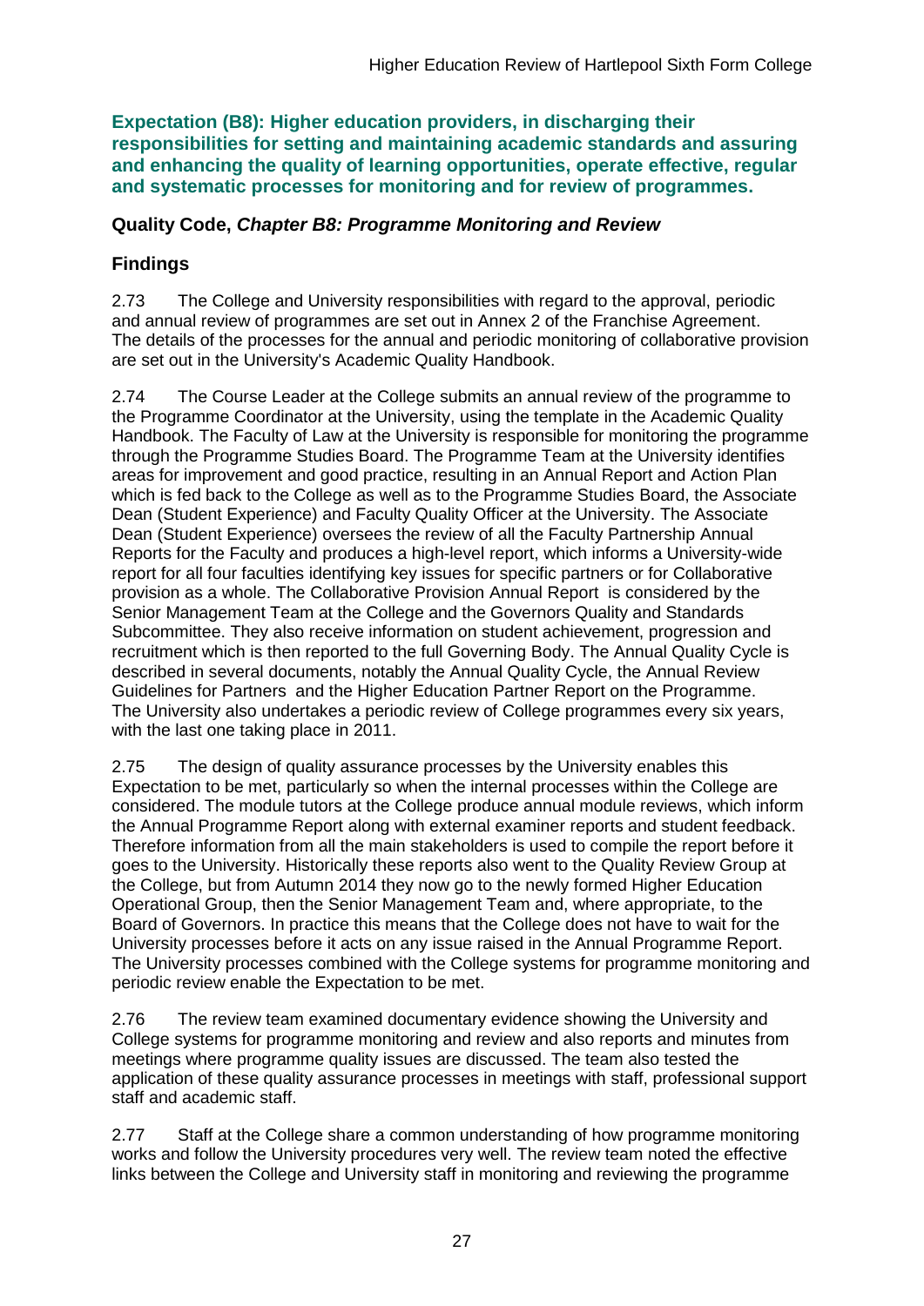**Expectation (B8): Higher education providers, in discharging their responsibilities for setting and maintaining academic standards and assuring and enhancing the quality of learning opportunities, operate effective, regular and systematic processes for monitoring and for review of programmes.**

### Quality Code, *Chapter B8: Programme Monitoring and Review*

### Findings

2.73 The College and University responsibilities with regard to the approval, periodic and annual review of programmes are set out in Annex 2 of the Franchise Agreement. The details of the processes for the annual and periodic monitoring of collaborative provision are set out in the University's Academic Quality Handbook.

2.74 The Course Leader at the College submits an annual review of the programme to the Programme Coordinator at the University, using the template in the Academic Quality Handbook. The Faculty of Law at the University is responsible for monitoring the programme through the Programme Studies Board. The Programme Team at the University identifies areas for improvement and good practice, resulting in an Annual Report and Action Plan which is fed back to the College as well as to the Programme Studies Board, the Associate Dean (Student Experience) and Faculty Quality Officer at the University. The Associate Dean (Student Experience) oversees the review of all the Faculty Partnership Annual Reports for the Faculty and produces a high-level report, which informs a University-wide report for all four faculties identifying key issues for specific partners or for Collaborative provision as a whole. The Collaborative Provision Annual Report is considered by the Senior Management Team at the College and the Governors Quality and Standards Subcommittee. They also receive information on student achievement, progression and recruitment which is then reported to the full Governing Body. The Annual Quality Cycle is described in several documents, notably the Annual Quality Cycle, the Annual Review Guidelines for Partners and the Higher Education Partner Report on the Programme. The University also undertakes a periodic review of College programmes every six years, with the last one taking place in 2011.

2.75 The design of quality assurance processes by the University enables this Expectation to be met, particularly so when the internal processes within the College are considered. The module tutors at the College produce annual module reviews, which inform the Annual Programme Report along with external examiner reports and student feedback. Therefore information from all the main stakeholders is used to compile the report before it goes to the University. Historically these reports also went to the Quality Review Group at the College, but from Autumn 2014 they now go to the newly formed Higher Education Operational Group, then the Senior Management Team and, where appropriate, to the Board of Governors. In practice this means that the College does not have to wait for the University processes before it acts on any issue raised in the Annual Programme Report. The University processes combined with the College systems for programme monitoring and periodic review enable the Expectation to be met.

2.76 The review team examined documentary evidence showing the University and College systems for programme monitoring and review and also reports and minutes from meetings where programme quality issues are discussed. The team also tested the application of these quality assurance processes in meetings with staff, professional support staff and academic staff.

2.77 Staff at the College share a common understanding of how programme monitoring works and follow the University procedures very well. The review team noted the effective links between the College and University staff in monitoring and reviewing the programme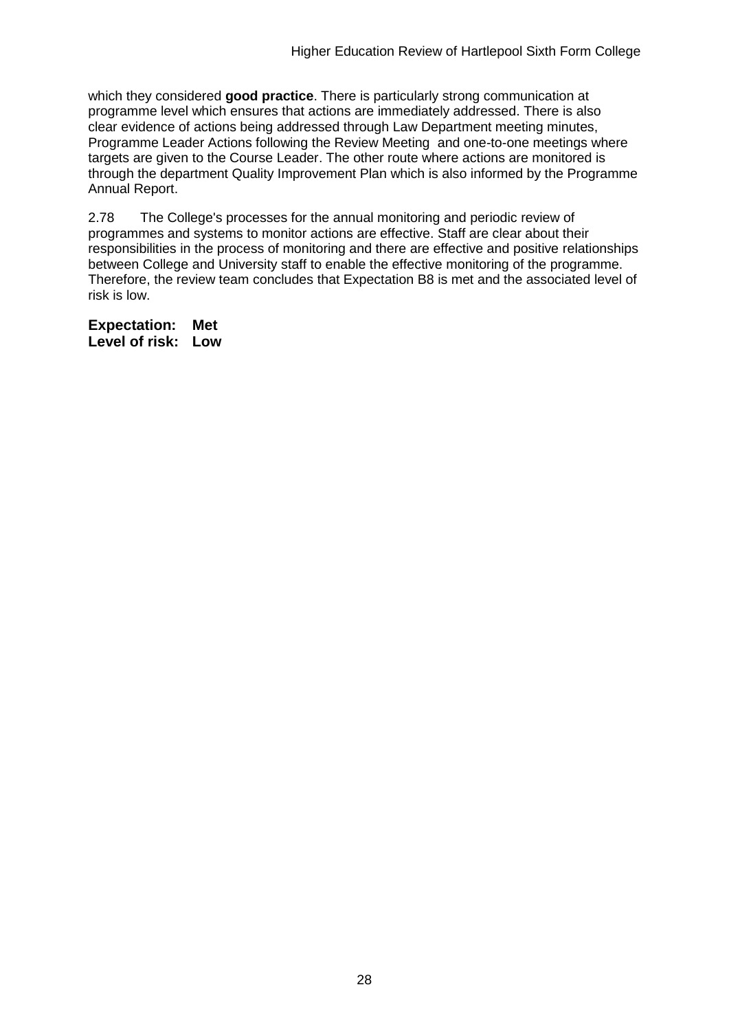which they considered **good practice**. There is particularly strong communication at programme level which ensures that actions are immediately addressed. There is also clear evidence of actions being addressed through Law Department meeting minutes, Programme Leader Actions following the Review Meeting and one-to-one meetings where targets are given to the Course Leader. The other route where actions are monitored is through the department Quality Improvement Plan which is also informed by the Programme Annual Report.

2.78 The College's processes for the annual monitoring and periodic review of programmes and systems to monitor actions are effective. Staff are clear about their responsibilities in the process of monitoring and there are effective and positive relationships between College and University staff to enable the effective monitoring of the programme. Therefore, the review team concludes that Expectation B8 is met and the associated level of risk is low.

**Expectation: Met**
**Level of risk: Low**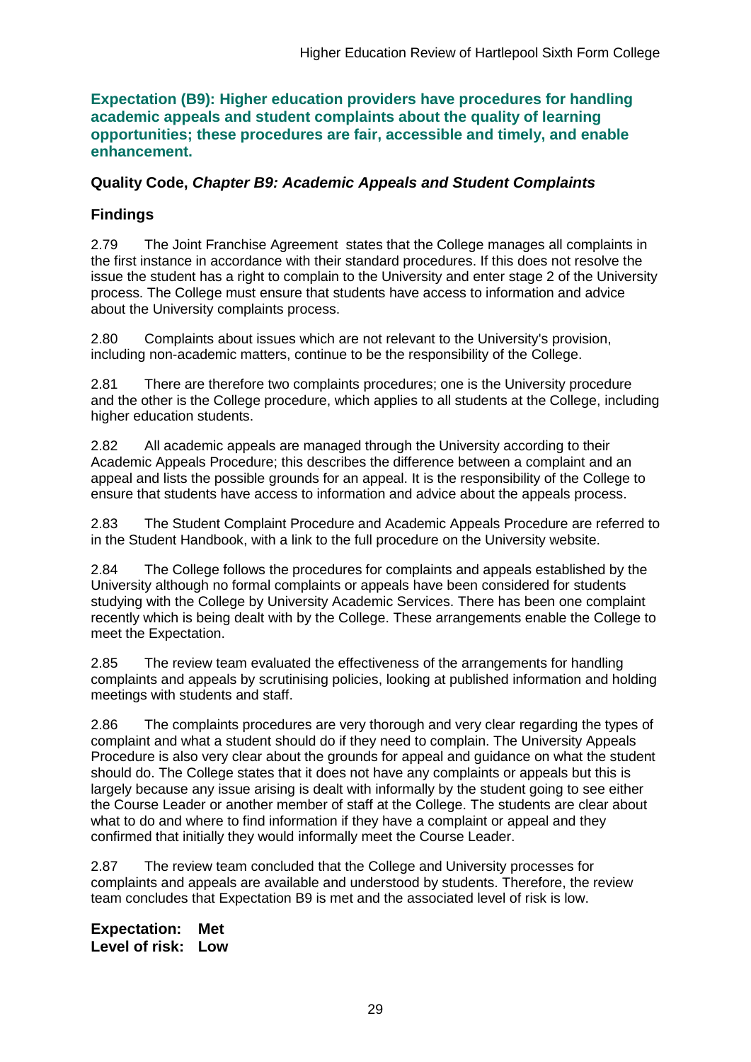**Expectation (B9): Higher education providers have procedures for handling academic appeals and student complaints about the quality of learning opportunities; these procedures are fair, accessible and timely, and enable enhancement.**

**Quality Code, *Chapter B9: Academic Appeals and Student Complaints***

**Findings**

2.79 The Joint Franchise Agreement states that the College manages all complaints in the first instance in accordance with their standard procedures. If this does not resolve the issue the student has a right to complain to the University and enter stage 2 of the University process. The College must ensure that students have access to information and advice about the University complaints process.

2.80 Complaints about issues which are not relevant to the University's provision, including non-academic matters, continue to be the responsibility of the College.

2.81 There are therefore two complaints procedures; one is the University procedure and the other is the College procedure, which applies to all students at the College, including higher education students.

2.82 All academic appeals are managed through the University according to their Academic Appeals Procedure; this describes the difference between a complaint and an appeal and lists the possible grounds for an appeal. It is the responsibility of the College to ensure that students have access to information and advice about the appeals process.

2.83 The Student Complaint Procedure and Academic Appeals Procedure are referred to in the Student Handbook, with a link to the full procedure on the University website.

2.84 The College follows the procedures for complaints and appeals established by the University although no formal complaints or appeals have been considered for students studying with the College by University Academic Services. There has been one complaint recently which is being dealt with by the College. These arrangements enable the College to meet the Expectation.

2.85 The review team evaluated the effectiveness of the arrangements for handling complaints and appeals by scrutinising policies, looking at published information and holding meetings with students and staff.

2.86 The complaints procedures are very thorough and very clear regarding the types of complaint and what a student should do if they need to complain. The University Appeals Procedure is also very clear about the grounds for appeal and guidance on what the student should do. The College states that it does not have any complaints or appeals but this is largely because any issue arising is dealt with informally by the student going to see either the Course Leader or another member of staff at the College. The students are clear about what to do and where to find information if they have a complaint or appeal and they confirmed that initially they would informally meet the Course Leader.

2.87 The review team concluded that the College and University processes for complaints and appeals are available and understood by students. Therefore, the review team concludes that Expectation B9 is met and the associated level of risk is low.

**Expectation: Met**
**Level of risk: Low**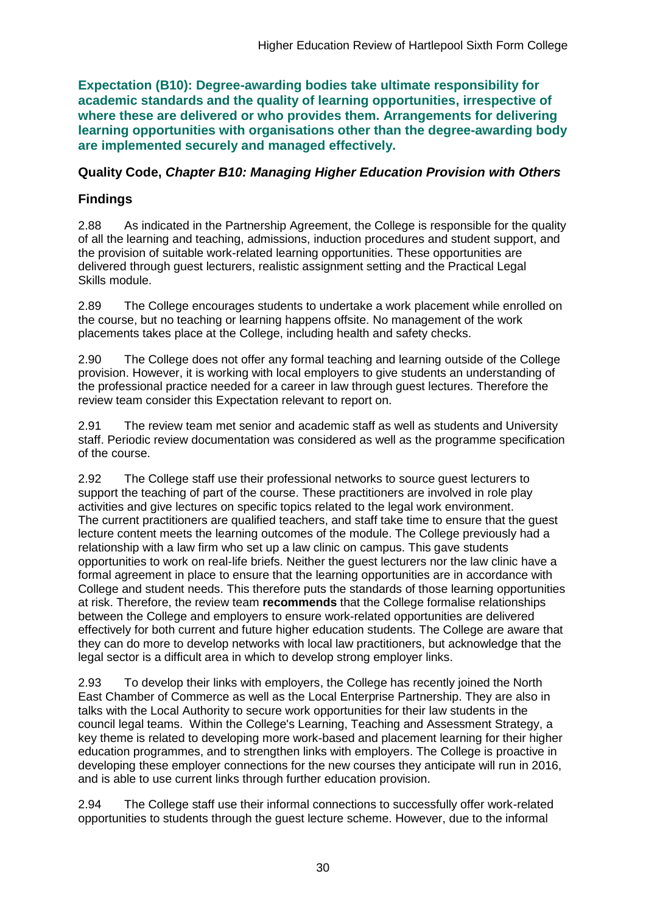**Expectation (B10): Degree-awarding bodies take ultimate responsibility for academic standards and the quality of learning opportunities, irrespective of where these are delivered or who provides them. Arrangements for delivering learning opportunities with organisations other than the degree-awarding body are implemented securely and managed effectively.**

### Quality Code, *Chapter B10: Managing Higher Education Provision with Others*

### Findings

2.88 As indicated in the Partnership Agreement, the College is responsible for the quality of all the learning and teaching, admissions, induction procedures and student support, and the provision of suitable work-related learning opportunities. These opportunities are delivered through guest lecturers, realistic assignment setting and the Practical Legal Skills module.

2.89 The College encourages students to undertake a work placement while enrolled on the course, but no teaching or learning happens offsite. No management of the work placements takes place at the College, including health and safety checks.

2.90 The College does not offer any formal teaching and learning outside of the College provision. However, it is working with local employers to give students an understanding of the professional practice needed for a career in law through guest lectures. Therefore the review team consider this Expectation relevant to report on.

2.91 The review team met senior and academic staff as well as students and University staff. Periodic review documentation was considered as well as the programme specification of the course.

2.92 The College staff use their professional networks to source guest lecturers to support the teaching of part of the course. These practitioners are involved in role play activities and give lectures on specific topics related to the legal work environment. The current practitioners are qualified teachers, and staff take time to ensure that the guest lecture content meets the learning outcomes of the module. The College previously had a relationship with a law firm who set up a law clinic on campus. This gave students opportunities to work on real-life briefs. Neither the guest lecturers nor the law clinic have a formal agreement in place to ensure that the learning opportunities are in accordance with College and student needs. This therefore puts the standards of those learning opportunities at risk. Therefore, the review team **recommends** that the College formalise relationships between the College and employers to ensure work-related opportunities are delivered effectively for both current and future higher education students. The College are aware that they can do more to develop networks with local law practitioners, but acknowledge that the legal sector is a difficult area in which to develop strong employer links.

2.93 To develop their links with employers, the College has recently joined the North East Chamber of Commerce as well as the Local Enterprise Partnership. They are also in talks with the Local Authority to secure work opportunities for their law students in the council legal teams. Within the College's Learning, Teaching and Assessment Strategy, a key theme is related to developing more work-based and placement learning for their higher education programmes, and to strengthen links with employers. The College is proactive in developing these employer connections for the new courses they anticipate will run in 2016, and is able to use current links through further education provision.

2.94 The College staff use their informal connections to successfully offer work-related opportunities to students through the guest lecture scheme. However, due to the informal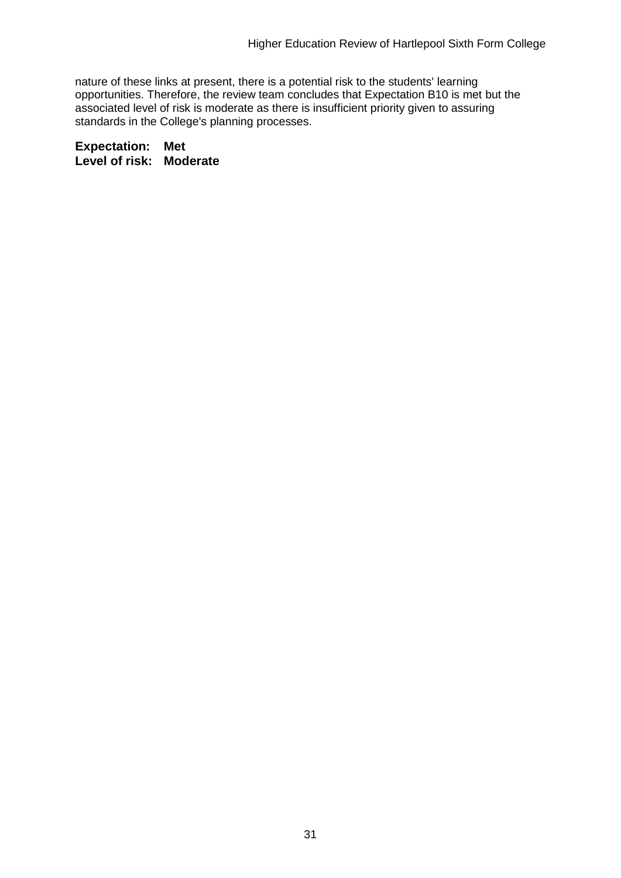nature of these links at present, there is a potential risk to the students' learning opportunities. Therefore, the review team concludes that Expectation B10 is met but the associated level of risk is moderate as there is insufficient priority given to assuring standards in the College's planning processes.

**Expectation: Met**
**Level of risk: Moderate**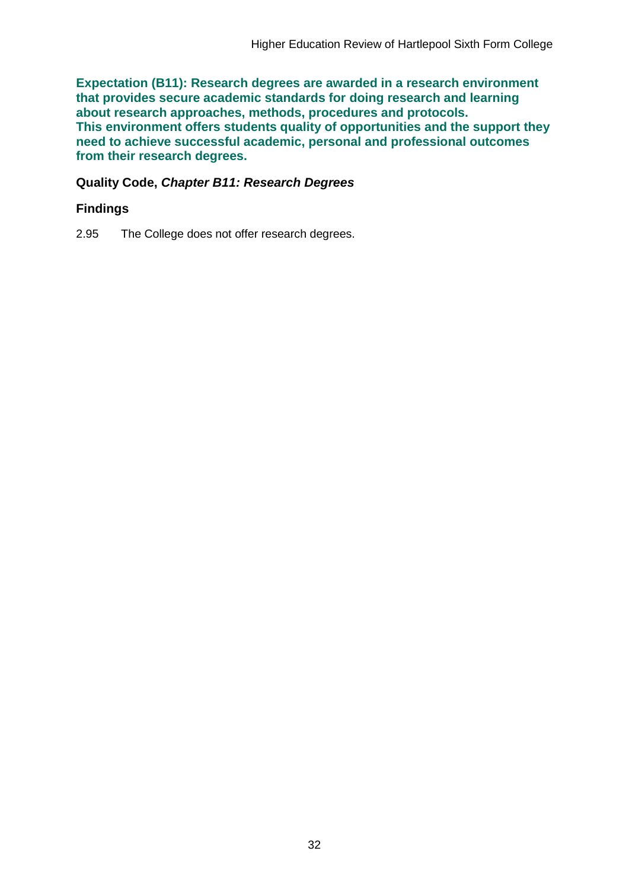**Expectation (B11): Research degrees are awarded in a research environment that provides secure academic standards for doing research and learning about research approaches, methods, procedures and protocols.
This environment offers students quality of opportunities and the support they need to achieve successful academic, personal and professional outcomes from their research degrees.**

### Quality Code, *Chapter B11: Research Degrees*

### Findings

2.95 The College does not offer research degrees.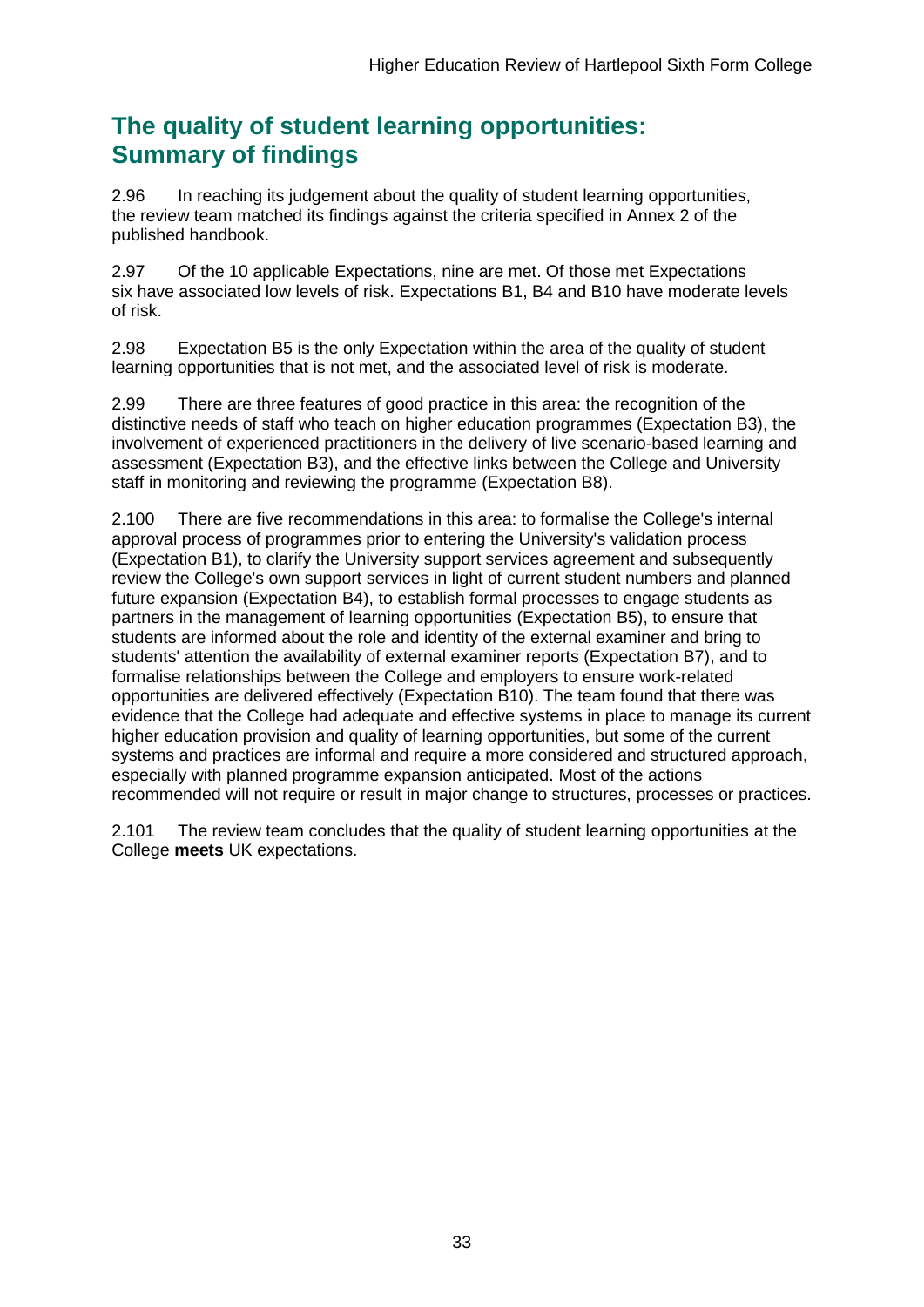## The quality of student learning opportunities: Summary of findings

2.96 In reaching its judgement about the quality of student learning opportunities, the review team matched its findings against the criteria specified in Annex 2 of the published handbook.

2.97 Of the 10 applicable Expectations, nine are met. Of those met Expectations six have associated low levels of risk. Expectations B1, B4 and B10 have moderate levels of risk.

2.98 Expectation B5 is the only Expectation within the area of the quality of student learning opportunities that is not met, and the associated level of risk is moderate.

2.99 There are three features of good practice in this area: the recognition of the distinctive needs of staff who teach on higher education programmes (Expectation B3), the involvement of experienced practitioners in the delivery of live scenario-based learning and assessment (Expectation B3), and the effective links between the College and University staff in monitoring and reviewing the programme (Expectation B8).

2.100 There are five recommendations in this area: to formalise the College's internal approval process of programmes prior to entering the University's validation process (Expectation B1), to clarify the University support services agreement and subsequently review the College's own support services in light of current student numbers and planned future expansion (Expectation B4), to establish formal processes to engage students as partners in the management of learning opportunities (Expectation B5), to ensure that students are informed about the role and identity of the external examiner and bring to students' attention the availability of external examiner reports (Expectation B7), and to formalise relationships between the College and employers to ensure work-related opportunities are delivered effectively (Expectation B10). The team found that there was evidence that the College had adequate and effective systems in place to manage its current higher education provision and quality of learning opportunities, but some of the current systems and practices are informal and require a more considered and structured approach, especially with planned programme expansion anticipated. Most of the actions recommended will not require or result in major change to structures, processes or practices.

2.101 The review team concludes that the quality of student learning opportunities at the College **meets** UK expectations.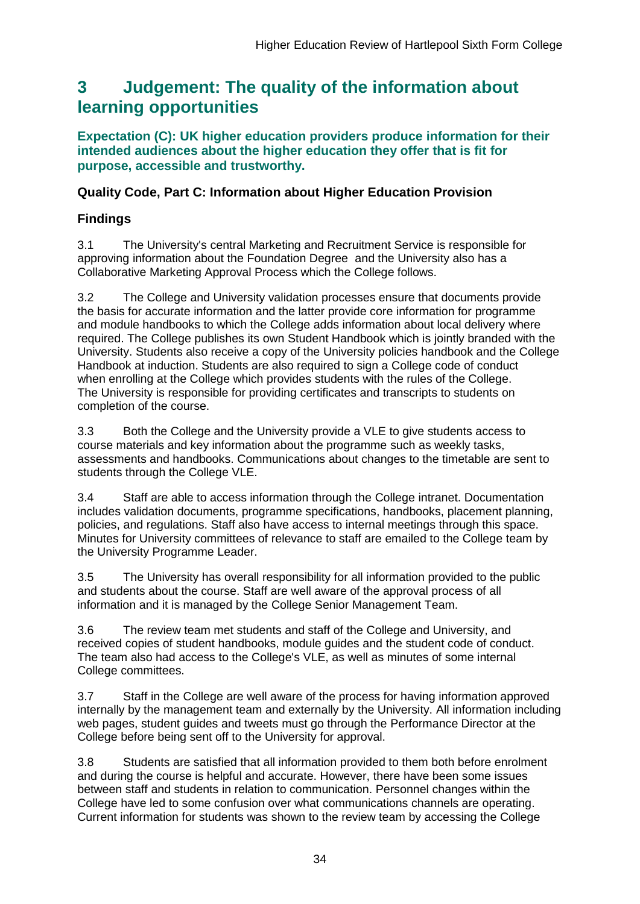## 3 Judgement: The quality of the information about learning opportunities

**Expectation (C): UK higher education providers produce information for their intended audiences about the higher education they offer that is fit for purpose, accessible and trustworthy.**

### Quality Code, Part C: Information about Higher Education Provision

### Findings

3.1 The University's central Marketing and Recruitment Service is responsible for approving information about the Foundation Degree and the University also has a Collaborative Marketing Approval Process which the College follows.

3.2 The College and University validation processes ensure that documents provide the basis for accurate information and the latter provide core information for programme and module handbooks to which the College adds information about local delivery where required. The College publishes its own Student Handbook which is jointly branded with the University. Students also receive a copy of the University policies handbook and the College Handbook at induction. Students are also required to sign a College code of conduct when enrolling at the College which provides students with the rules of the College. The University is responsible for providing certificates and transcripts to students on completion of the course.

3.3 Both the College and the University provide a VLE to give students access to course materials and key information about the programme such as weekly tasks, assessments and handbooks. Communications about changes to the timetable are sent to students through the College VLE.

3.4 Staff are able to access information through the College intranet. Documentation includes validation documents, programme specifications, handbooks, placement planning, policies, and regulations. Staff also have access to internal meetings through this space. Minutes for University committees of relevance to staff are emailed to the College team by the University Programme Leader.

3.5 The University has overall responsibility for all information provided to the public and students about the course. Staff are well aware of the approval process of all information and it is managed by the College Senior Management Team.

3.6 The review team met students and staff of the College and University, and received copies of student handbooks, module guides and the student code of conduct. The team also had access to the College's VLE, as well as minutes of some internal College committees.

3.7 Staff in the College are well aware of the process for having information approved internally by the management team and externally by the University. All information including web pages, student guides and tweets must go through the Performance Director at the College before being sent off to the University for approval.

3.8 Students are satisfied that all information provided to them both before enrolment and during the course is helpful and accurate. However, there have been some issues between staff and students in relation to communication. Personnel changes within the College have led to some confusion over what communications channels are operating. Current information for students was shown to the review team by accessing the College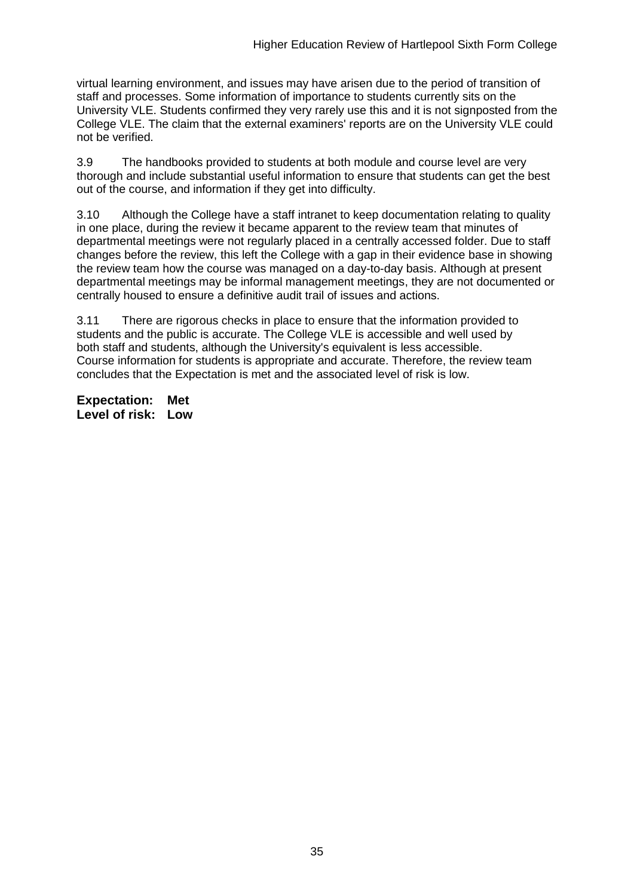virtual learning environment, and issues may have arisen due to the period of transition of staff and processes. Some information of importance to students currently sits on the University VLE. Students confirmed they very rarely use this and it is not signposted from the College VLE. The claim that the external examiners' reports are on the University VLE could not be verified.

3.9 The handbooks provided to students at both module and course level are very thorough and include substantial useful information to ensure that students can get the best out of the course, and information if they get into difficulty.

3.10 Although the College have a staff intranet to keep documentation relating to quality in one place, during the review it became apparent to the review team that minutes of departmental meetings were not regularly placed in a centrally accessed folder. Due to staff changes before the review, this left the College with a gap in their evidence base in showing the review team how the course was managed on a day-to-day basis. Although at present departmental meetings may be informal management meetings, they are not documented or centrally housed to ensure a definitive audit trail of issues and actions.

3.11 There are rigorous checks in place to ensure that the information provided to students and the public is accurate. The College VLE is accessible and well used by both staff and students, although the University's equivalent is less accessible. Course information for students is appropriate and accurate. Therefore, the review team concludes that the Expectation is met and the associated level of risk is low.

**Expectation: Met**
**Level of risk: Low**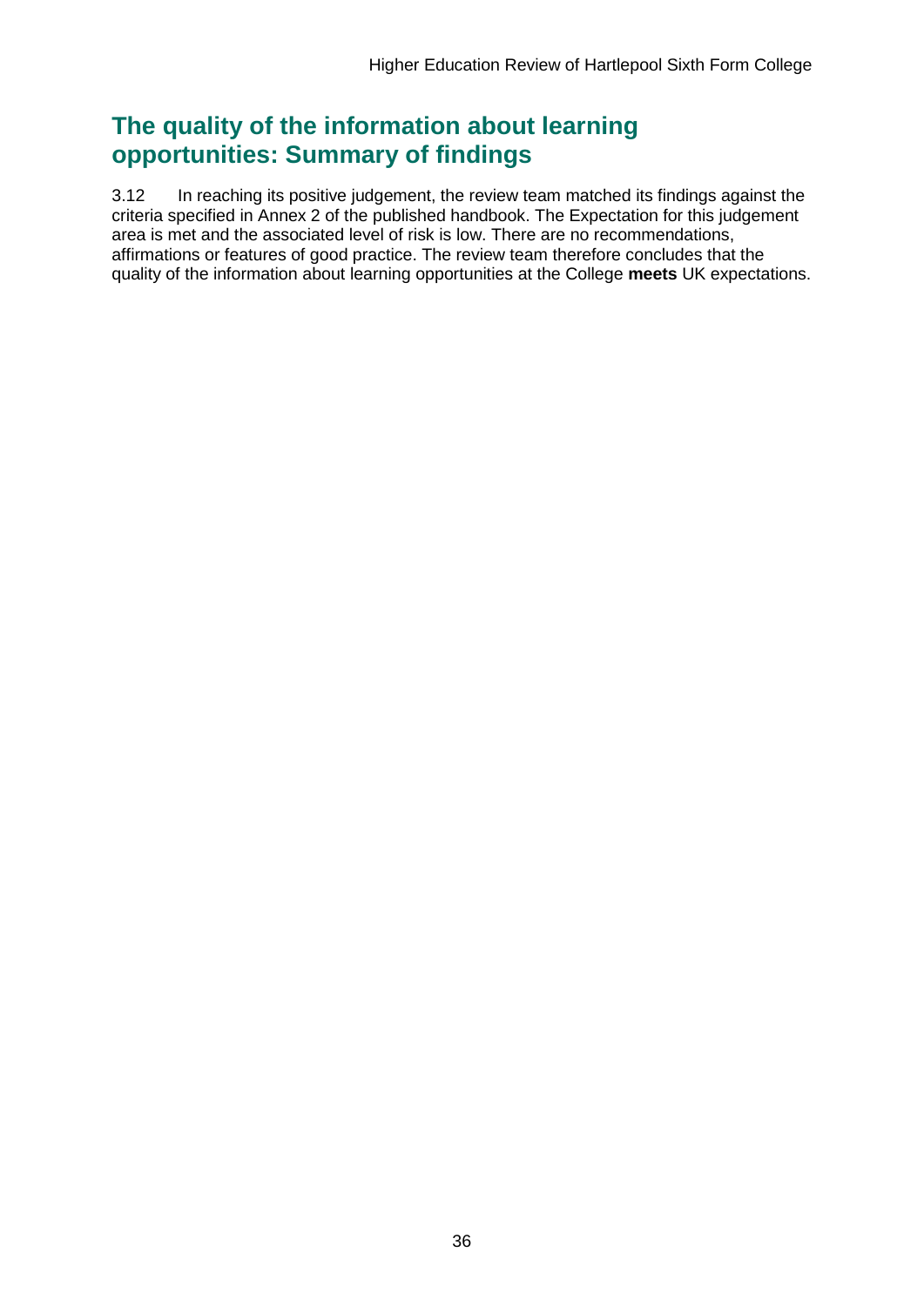## The quality of the information about learning opportunities: Summary of findings

3.12 In reaching its positive judgement, the review team matched its findings against the criteria specified in Annex 2 of the published handbook. The Expectation for this judgement area is met and the associated level of risk is low. There are no recommendations, affirmations or features of good practice. The review team therefore concludes that the quality of the information about learning opportunities at the College **meets** UK expectations.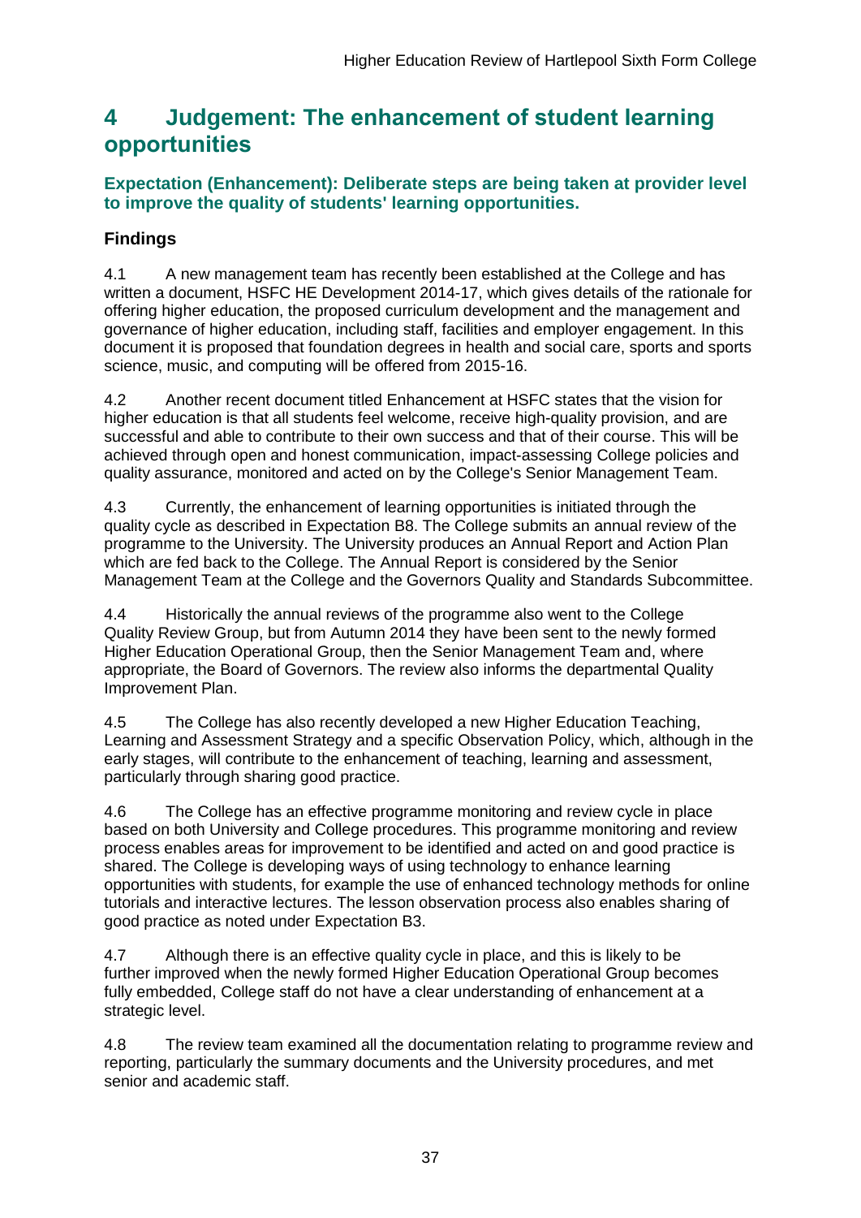# 4 Judgement: The enhancement of student learning opportunities

**Expectation (Enhancement): Deliberate steps are being taken at provider level to improve the quality of students' learning opportunities.**

## Findings

4.1 A new management team has recently been established at the College and has written a document, HSFC HE Development 2014-17, which gives details of the rationale for offering higher education, the proposed curriculum development and the management and governance of higher education, including staff, facilities and employer engagement. In this document it is proposed that foundation degrees in health and social care, sports and sports science, music, and computing will be offered from 2015-16.

4.2 Another recent document titled Enhancement at HSFC states that the vision for higher education is that all students feel welcome, receive high-quality provision, and are successful and able to contribute to their own success and that of their course. This will be achieved through open and honest communication, impact-assessing College policies and quality assurance, monitored and acted on by the College's Senior Management Team.

4.3 Currently, the enhancement of learning opportunities is initiated through the quality cycle as described in Expectation B8. The College submits an annual review of the programme to the University. The University produces an Annual Report and Action Plan which are fed back to the College. The Annual Report is considered by the Senior Management Team at the College and the Governors Quality and Standards Subcommittee.

4.4 Historically the annual reviews of the programme also went to the College Quality Review Group, but from Autumn 2014 they have been sent to the newly formed Higher Education Operational Group, then the Senior Management Team and, where appropriate, the Board of Governors. The review also informs the departmental Quality Improvement Plan.

4.5 The College has also recently developed a new Higher Education Teaching, Learning and Assessment Strategy and a specific Observation Policy, which, although in the early stages, will contribute to the enhancement of teaching, learning and assessment, particularly through sharing good practice.

4.6 The College has an effective programme monitoring and review cycle in place based on both University and College procedures. This programme monitoring and review process enables areas for improvement to be identified and acted on and good practice is shared. The College is developing ways of using technology to enhance learning opportunities with students, for example the use of enhanced technology methods for online tutorials and interactive lectures. The lesson observation process also enables sharing of good practice as noted under Expectation B3.

4.7 Although there is an effective quality cycle in place, and this is likely to be further improved when the newly formed Higher Education Operational Group becomes fully embedded, College staff do not have a clear understanding of enhancement at a strategic level.

4.8 The review team examined all the documentation relating to programme review and reporting, particularly the summary documents and the University procedures, and met senior and academic staff.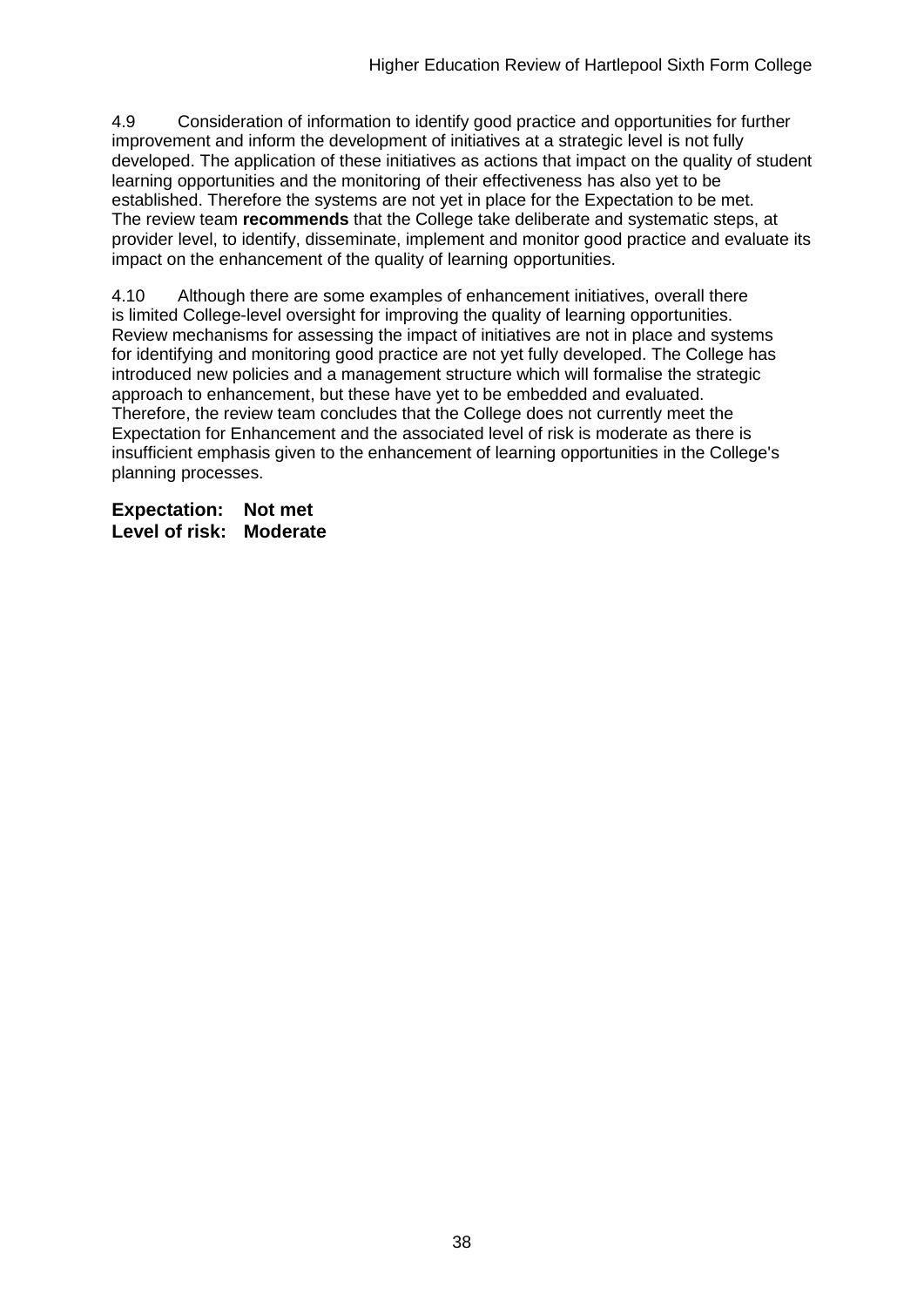4.9 Consideration of information to identify good practice and opportunities for further improvement and inform the development of initiatives at a strategic level is not fully developed. The application of these initiatives as actions that impact on the quality of student learning opportunities and the monitoring of their effectiveness has also yet to be established. Therefore the systems are not yet in place for the Expectation to be met. The review team **recommends** that the College take deliberate and systematic steps, at provider level, to identify, disseminate, implement and monitor good practice and evaluate its impact on the enhancement of the quality of learning opportunities.

4.10 Although there are some examples of enhancement initiatives, overall there is limited College-level oversight for improving the quality of learning opportunities. Review mechanisms for assessing the impact of initiatives are not in place and systems for identifying and monitoring good practice are not yet fully developed. The College has introduced new policies and a management structure which will formalise the strategic approach to enhancement, but these have yet to be embedded and evaluated. Therefore, the review team concludes that the College does not currently meet the Expectation for Enhancement and the associated level of risk is moderate as there is insufficient emphasis given to the enhancement of learning opportunities in the College's planning processes.

**Expectation: Not met**
**Level of risk: Moderate**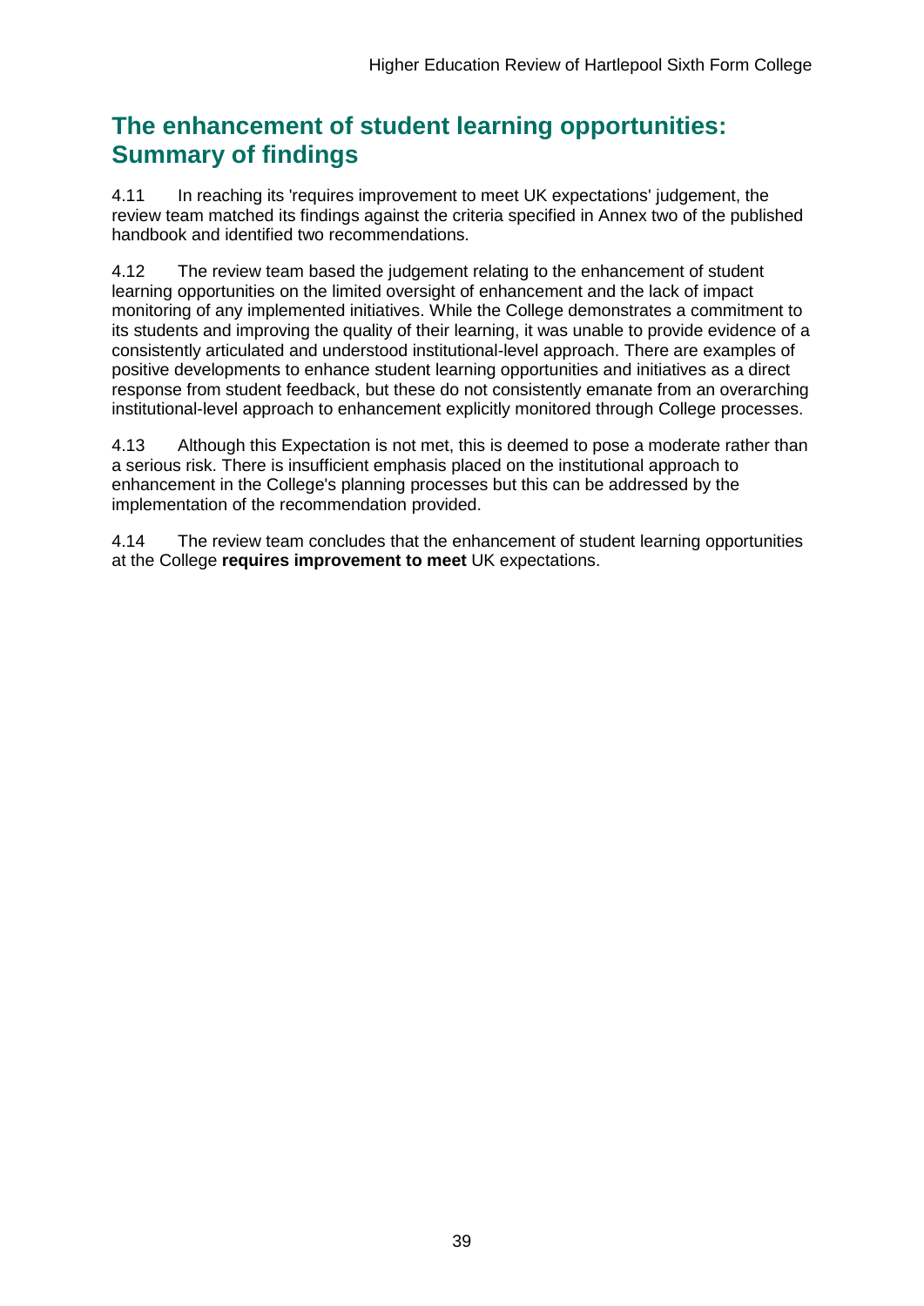## The enhancement of student learning opportunities: Summary of findings

4.11 In reaching its 'requires improvement to meet UK expectations' judgement, the review team matched its findings against the criteria specified in Annex two of the published handbook and identified two recommendations.

4.12 The review team based the judgement relating to the enhancement of student learning opportunities on the limited oversight of enhancement and the lack of impact monitoring of any implemented initiatives. While the College demonstrates a commitment to its students and improving the quality of their learning, it was unable to provide evidence of a consistently articulated and understood institutional-level approach. There are examples of positive developments to enhance student learning opportunities and initiatives as a direct response from student feedback, but these do not consistently emanate from an overarching institutional-level approach to enhancement explicitly monitored through College processes.

4.13 Although this Expectation is not met, this is deemed to pose a moderate rather than a serious risk. There is insufficient emphasis placed on the institutional approach to enhancement in the College's planning processes but this can be addressed by the implementation of the recommendation provided.

4.14 The review team concludes that the enhancement of student learning opportunities at the College **requires improvement to meet** UK expectations.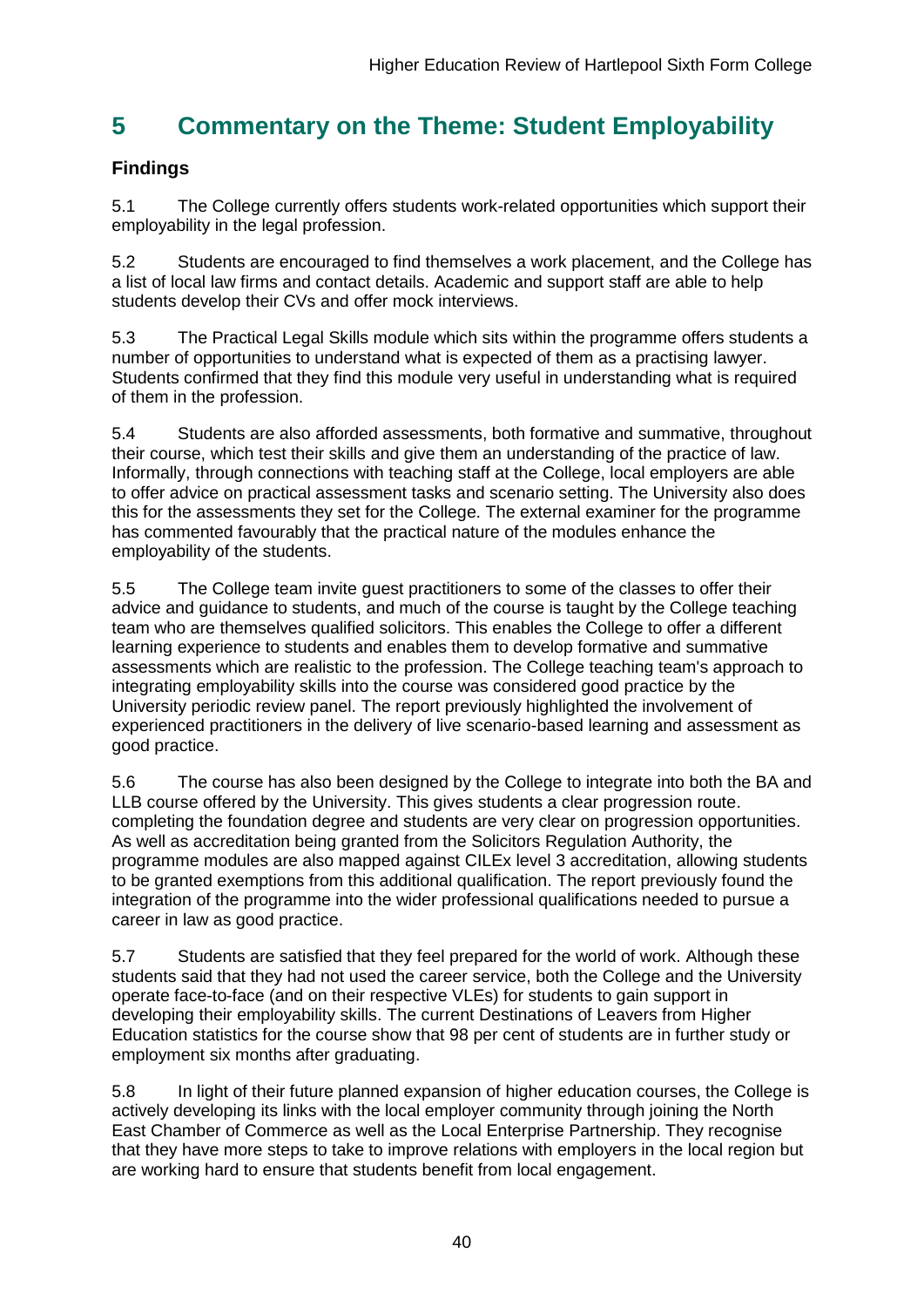# 5 Commentary on the Theme: Student Employability

### Findings

5.1 The College currently offers students work-related opportunities which support their employability in the legal profession.

5.2 Students are encouraged to find themselves a work placement, and the College has a list of local law firms and contact details. Academic and support staff are able to help students develop their CVs and offer mock interviews.

5.3 The Practical Legal Skills module which sits within the programme offers students a number of opportunities to understand what is expected of them as a practising lawyer. Students confirmed that they find this module very useful in understanding what is required of them in the profession.

5.4 Students are also afforded assessments, both formative and summative, throughout their course, which test their skills and give them an understanding of the practice of law. Informally, through connections with teaching staff at the College, local employers are able to offer advice on practical assessment tasks and scenario setting. The University also does this for the assessments they set for the College. The external examiner for the programme has commented favourably that the practical nature of the modules enhance the employability of the students.

5.5 The College team invite guest practitioners to some of the classes to offer their advice and guidance to students, and much of the course is taught by the College teaching team who are themselves qualified solicitors. This enables the College to offer a different learning experience to students and enables them to develop formative and summative assessments which are realistic to the profession. The College teaching team's approach to integrating employability skills into the course was considered good practice by the University periodic review panel. The report previously highlighted the involvement of experienced practitioners in the delivery of live scenario-based learning and assessment as good practice.

5.6 The course has also been designed by the College to integrate into both the BA and LLB course offered by the University. This gives students a clear progression route. completing the foundation degree and students are very clear on progression opportunities. As well as accreditation being granted from the Solicitors Regulation Authority, the programme modules are also mapped against CILEx level 3 accreditation, allowing students to be granted exemptions from this additional qualification. The report previously found the integration of the programme into the wider professional qualifications needed to pursue a career in law as good practice.

5.7 Students are satisfied that they feel prepared for the world of work. Although these students said that they had not used the career service, both the College and the University operate face-to-face (and on their respective VLEs) for students to gain support in developing their employability skills. The current Destinations of Leavers from Higher Education statistics for the course show that 98 per cent of students are in further study or employment six months after graduating.

5.8 In light of their future planned expansion of higher education courses, the College is actively developing its links with the local employer community through joining the North East Chamber of Commerce as well as the Local Enterprise Partnership. They recognise that they have more steps to take to improve relations with employers in the local region but are working hard to ensure that students benefit from local engagement.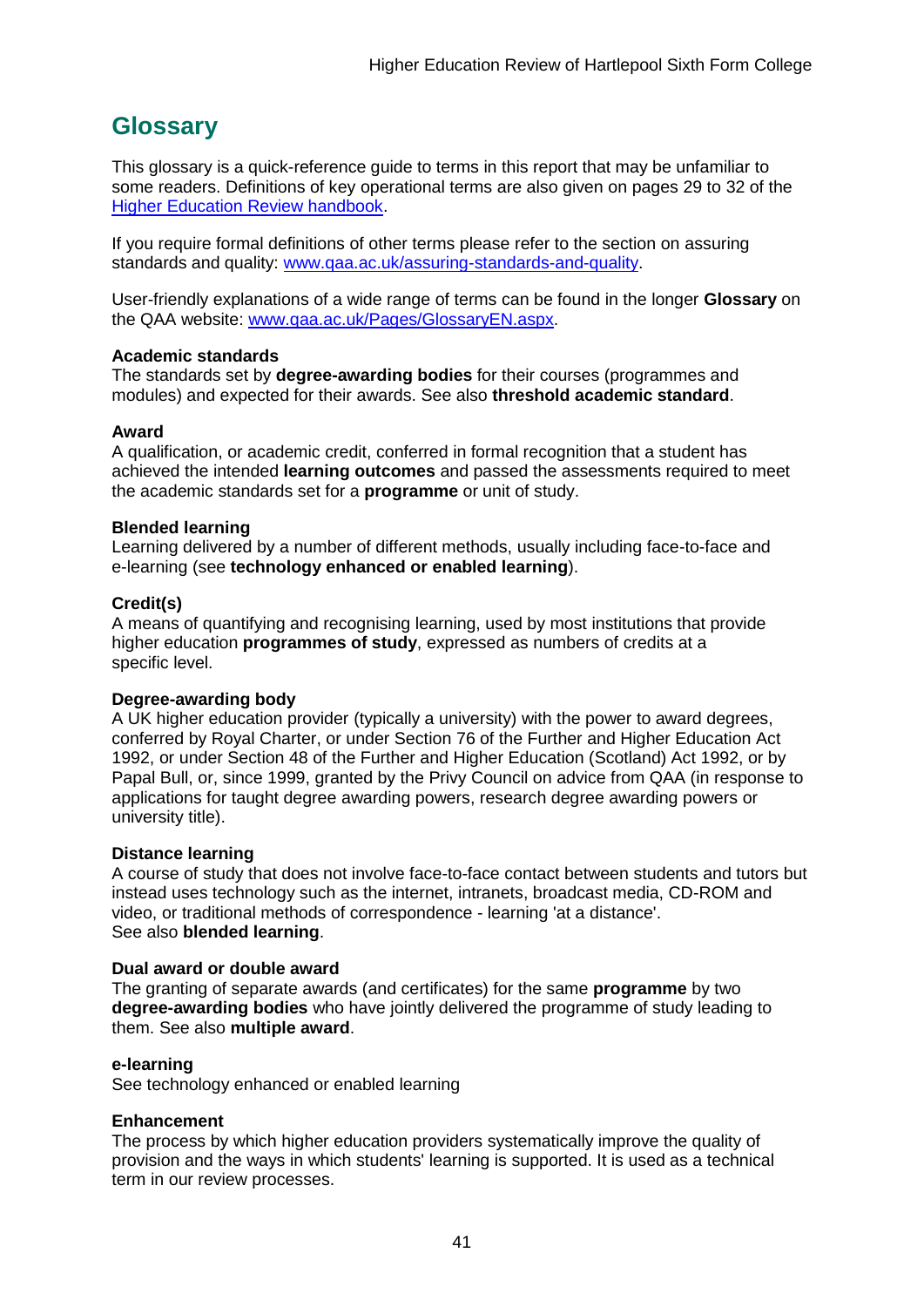## Glossary

This glossary is a quick-reference guide to terms in this report that may be unfamiliar to some readers. Definitions of key operational terms are also given on pages 29 to 32 of the [Higher Education Review handbook](Higher Education Review handbook).

If you require formal definitions of other terms please refer to the section on assuring standards and quality: www.qaa.ac.uk/assuring-standards-and-quality.

User-friendly explanations of a wide range of terms can be found in the longer **Glossary** on the QAA website: www.qaa.ac.uk/Pages/GlossaryEN.aspx.

**Academic standards**
The standards set by **degree-awarding bodies** for their courses (programmes and modules) and expected for their awards. See also **threshold academic standard**.

**Award**
A qualification, or academic credit, conferred in formal recognition that a student has achieved the intended **learning outcomes** and passed the assessments required to meet the academic standards set for a **programme** or unit of study.

**Blended learning**
Learning delivered by a number of different methods, usually including face-to-face and e-learning (see **technology enhanced or enabled learning**).

**Credit(s)**
A means of quantifying and recognising learning, used by most institutions that provide higher education **programmes of study**, expressed as numbers of credits at a specific level.

**Degree-awarding body**
A UK higher education provider (typically a university) with the power to award degrees, conferred by Royal Charter, or under Section 76 of the Further and Higher Education Act 1992, or under Section 48 of the Further and Higher Education (Scotland) Act 1992, or by Papal Bull, or, since 1999, granted by the Privy Council on advice from QAA (in response to applications for taught degree awarding powers, research degree awarding powers or university title).

**Distance learning**
A course of study that does not involve face-to-face contact between students and tutors but instead uses technology such as the internet, intranets, broadcast media, CD-ROM and video, or traditional methods of correspondence - learning 'at a distance'.
See also **blended learning**.

**Dual award or double award**
The granting of separate awards (and certificates) for the same **programme** by two **degree-awarding bodies** who have jointly delivered the programme of study leading to them. See also **multiple award**.

**e-learning**
See technology enhanced or enabled learning

**Enhancement**
The process by which higher education providers systematically improve the quality of provision and the ways in which students' learning is supported. It is used as a technical term in our review processes.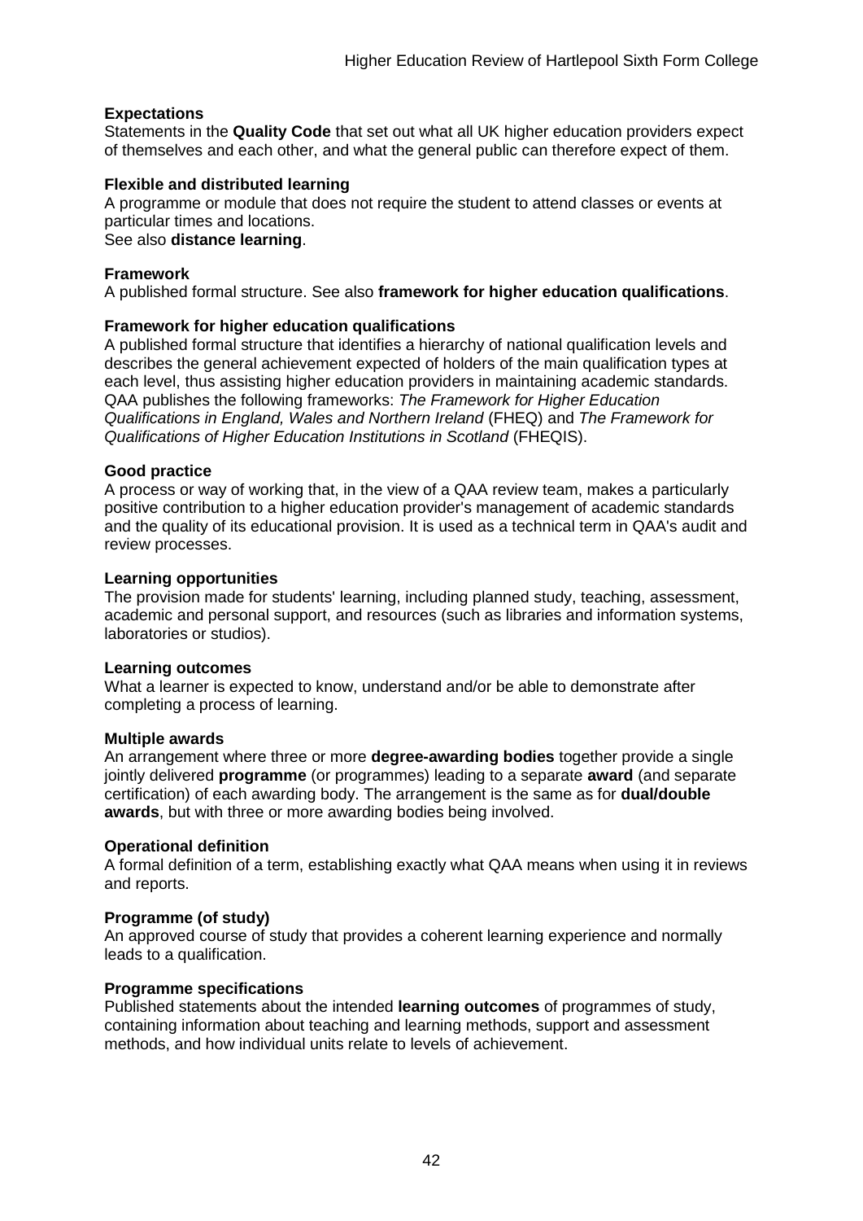**Expectations**
Statements in the **Quality Code** that set out what all UK higher education providers expect of themselves and each other, and what the general public can therefore expect of them.

**Flexible and distributed learning**
A programme or module that does not require the student to attend classes or events at particular times and locations.
See also **distance learning**.

**Framework**
A published formal structure. See also **framework for higher education qualifications**.

**Framework for higher education qualifications**
A published formal structure that identifies a hierarchy of national qualification levels and describes the general achievement expected of holders of the main qualification types at each level, thus assisting higher education providers in maintaining academic standards. QAA publishes the following frameworks: *The Framework for Higher Education Qualifications in England, Wales and Northern Ireland* (FHEQ) and *The Framework for Qualifications of Higher Education Institutions in Scotland* (FHEQIS).

**Good practice**
A process or way of working that, in the view of a QAA review team, makes a particularly positive contribution to a higher education provider's management of academic standards and the quality of its educational provision. It is used as a technical term in QAA's audit and review processes.

**Learning opportunities**
The provision made for students' learning, including planned study, teaching, assessment, academic and personal support, and resources (such as libraries and information systems, laboratories or studios).

**Learning outcomes**
What a learner is expected to know, understand and/or be able to demonstrate after completing a process of learning.

**Multiple awards**
An arrangement where three or more **degree-awarding bodies** together provide a single jointly delivered **programme** (or programmes) leading to a separate **award** (and separate certification) of each awarding body. The arrangement is the same as for **dual/double awards**, but with three or more awarding bodies being involved.

**Operational definition**
A formal definition of a term, establishing exactly what QAA means when using it in reviews and reports.

**Programme (of study)**
An approved course of study that provides a coherent learning experience and normally leads to a qualification.

**Programme specifications**
Published statements about the intended **learning outcomes** of programmes of study, containing information about teaching and learning methods, support and assessment methods, and how individual units relate to levels of achievement.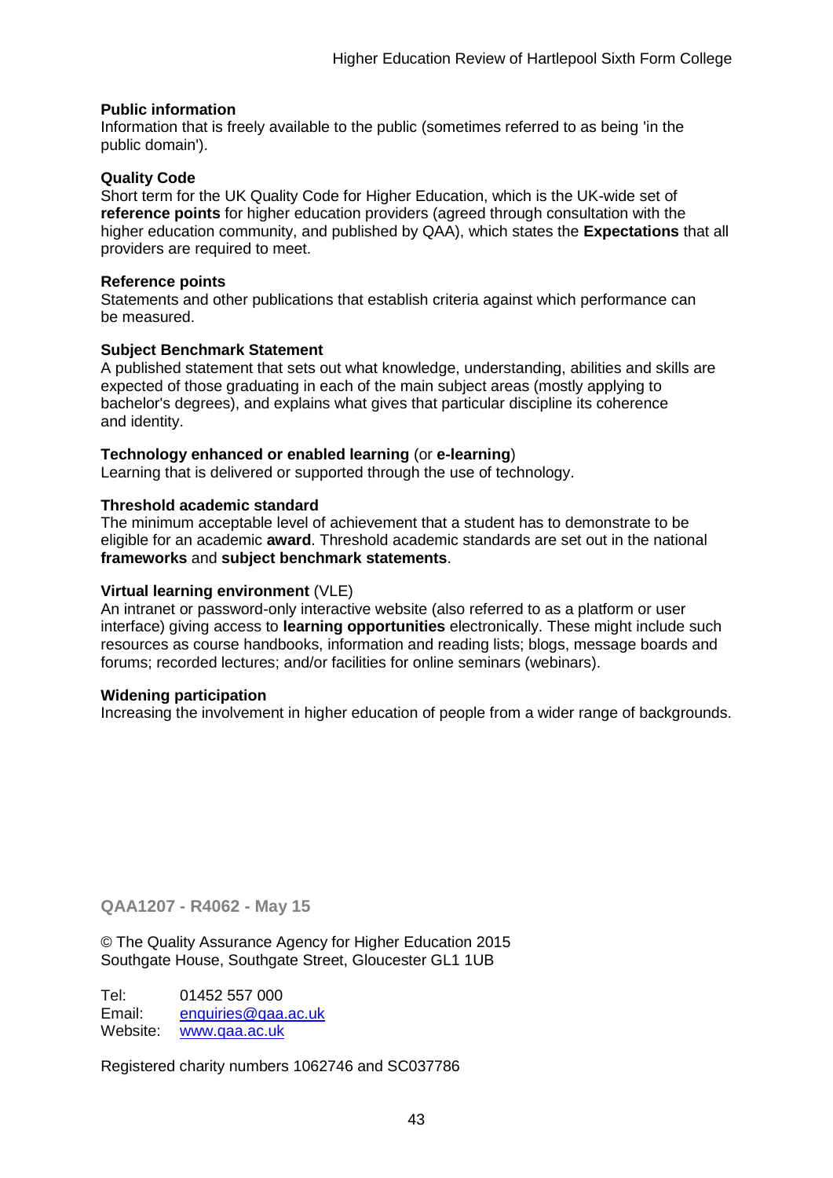**Public information**
Information that is freely available to the public (sometimes referred to as being 'in the public domain').

**Quality Code**
Short term for the UK Quality Code for Higher Education, which is the UK-wide set of **reference points** for higher education providers (agreed through consultation with the higher education community, and published by QAA), which states the **Expectations** that all providers are required to meet.

**Reference points**
Statements and other publications that establish criteria against which performance can be measured.

**Subject Benchmark Statement**
A published statement that sets out what knowledge, understanding, abilities and skills are expected of those graduating in each of the main subject areas (mostly applying to bachelor's degrees), and explains what gives that particular discipline its coherence and identity.

**Technology enhanced or enabled learning** (or **e-learning**)
Learning that is delivered or supported through the use of technology.

**Threshold academic standard**
The minimum acceptable level of achievement that a student has to demonstrate to be eligible for an academic **award**. Threshold academic standards are set out in the national **frameworks** and **subject benchmark statements**.

**Virtual learning environment** (VLE)
An intranet or password-only interactive website (also referred to as a platform or user interface) giving access to **learning opportunities** electronically. These might include such resources as course handbooks, information and reading lists; blogs, message boards and forums; recorded lectures; and/or facilities for online seminars (webinars).

**Widening participation**
Increasing the involvement in higher education of people from a wider range of backgrounds.

**QAA1207 - R4062 - May 15**

© The Quality Assurance Agency for Higher Education 2015
Southgate House, Southgate Street, Gloucester GL1 1UB

Tel: 01452 557 000
Email: enquiries@qaa.ac.uk
Website: www.qaa.ac.uk

Registered charity numbers 1062746 and SC037786